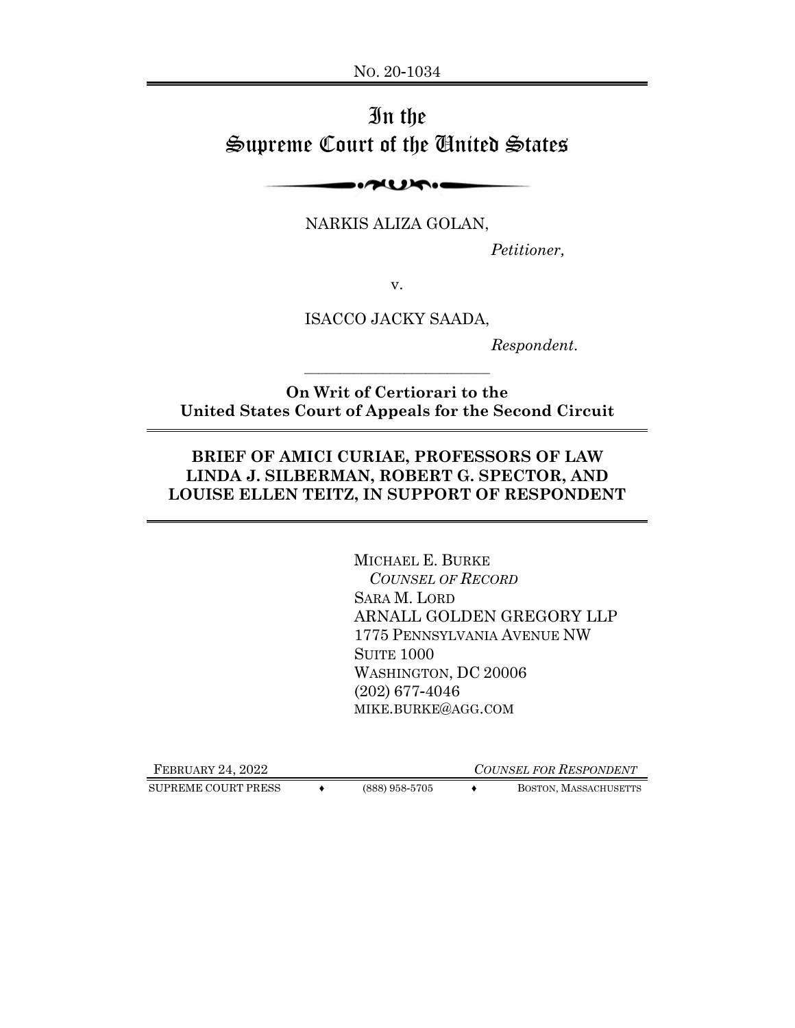No. 20-1034

# In the Supreme Court of the United States

NARKIS ALIZA GOLAN,

*Petitioner,*

v.

ISACCO JACKY SAADA,

*Respondent.*

---

**On Writ of Certiorari to the United States Court of Appeals for the Second Circuit**

---

## BRIEF OF AMICI CURIAE, PROFESSORS OF LAW LINDA J. SILBERMAN, ROBERT G. SPECTOR, AND LOUISE ELLEN TEITZ, IN SUPPORT OF RESPONDENT

---

MICHAEL E. BURKE
*COUNSEL OF RECORD*
SARA M. LORD
ARNALL GOLDEN GREGORY LLP
1775 PENNSYLVANIA AVENUE NW
SUITE 1000
WASHINGTON, DC 20006
(202) 677-4046
MIKE.BURKE@AGG.COM

FEBRUARY 24, 2022

*COUNSEL FOR RESPONDENT*

SUPREME COURT PRESS ♦ (888) 958-5705 ♦ BOSTON, MASSACHUSETTS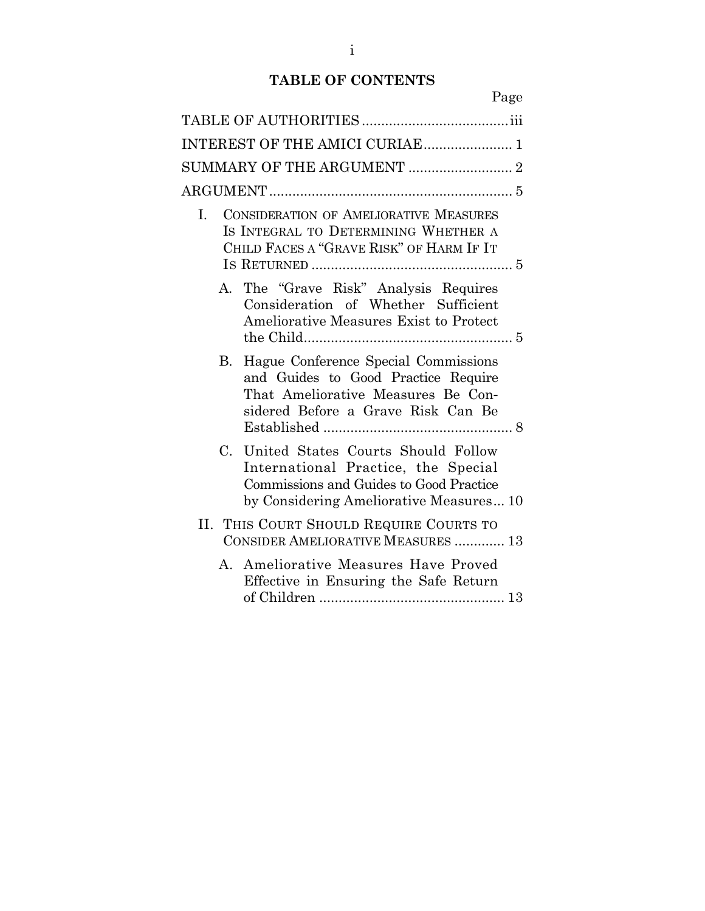# TABLE OF CONTENTS

| | Page |
|---|---|
| TABLE OF AUTHORITIES | iii |
| INTEREST OF THE AMICI CURIAE | 1 |
| SUMMARY OF THE ARGUMENT | 2 |
| ARGUMENT | 5 |
| I. CONSIDERATION OF AMELIORATIVE MEASURES IS INTEGRAL TO DETERMINING WHETHER A CHILD FACES A "GRAVE RISK" OF HARM IF IT IS RETURNED | 5 |
| A. The "Grave Risk" Analysis Requires Consideration of Whether Sufficient Ameliorative Measures Exist to Protect the Child | 5 |
| B. Hague Conference Special Commissions and Guides to Good Practice Require That Ameliorative Measures Be Considered Before a Grave Risk Can Be Established | 8 |
| C. United States Courts Should Follow International Practice, the Special Commissions and Guides to Good Practice by Considering Ameliorative Measures | 10 |
| II. THIS COURT SHOULD REQUIRE COURTS TO CONSIDER AMELIORATIVE MEASURES | 13 |
| A. Ameliorative Measures Have Proved Effective in Ensuring the Safe Return of Children | 13 |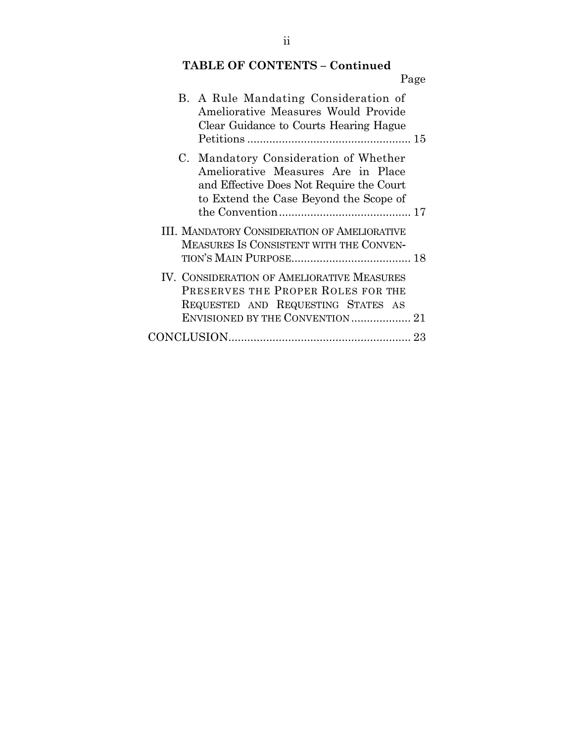**TABLE OF CONTENTS – Continued**

| | Page |
|---|---|
| B. A Rule Mandating Consideration of Ameliorative Measures Would Provide Clear Guidance to Courts Hearing Hague Petitions | 15 |
| C. Mandatory Consideration of Whether Ameliorative Measures Are in Place and Effective Does Not Require the Court to Extend the Case Beyond the Scope of the Convention | 17 |
| III. MANDATORY CONSIDERATION OF AMELIORATIVE MEASURES IS CONSISTENT WITH THE CONVENTION'S MAIN PURPOSE | 18 |
| IV. CONSIDERATION OF AMELIORATIVE MEASURES PRESERVES THE PROPER ROLES FOR THE REQUESTED AND REQUESTING STATES AS ENVISIONED BY THE CONVENTION | 21 |
| CONCLUSION | 23 |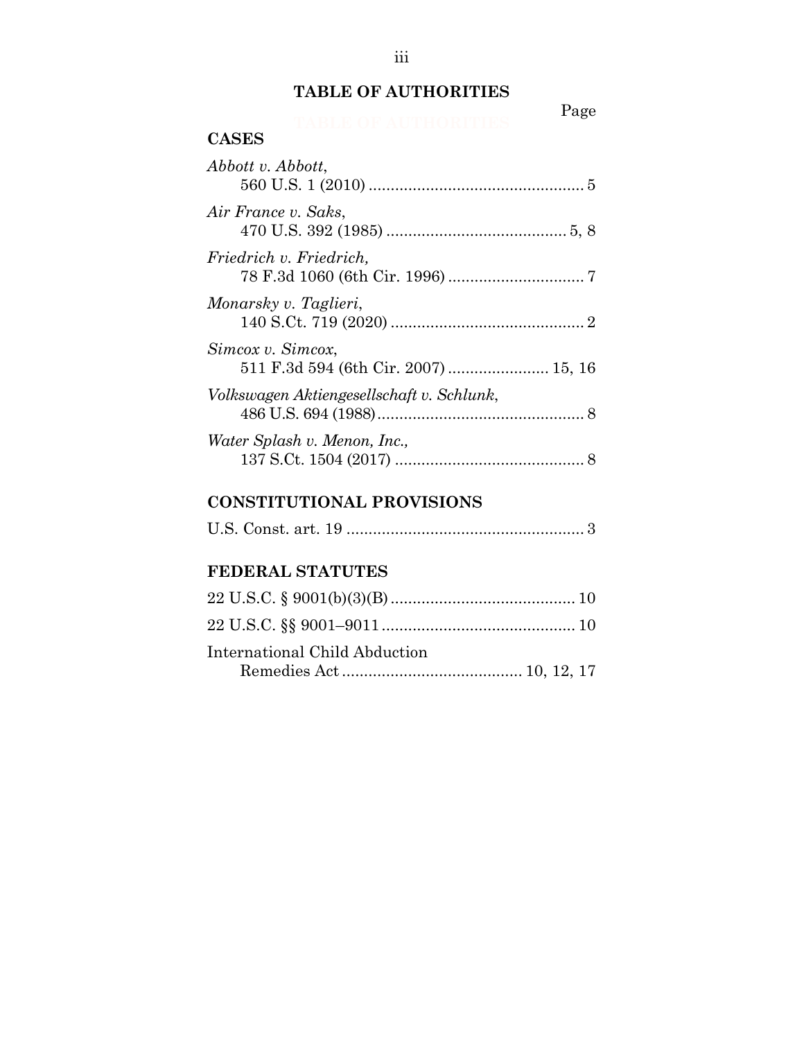# TABLE OF AUTHORITIES

Page

## CASES

*Abbott v. Abbott*,
560 U.S. 1 (2010) ................................................. 5

*Air France v. Saks*,
470 U.S. 392 (1985) ......................................... 5, 8

*Friedrich v. Friedrich,*
78 F.3d 1060 (6th Cir. 1996) ............................... 7

*Monarsky v. Taglieri*,
140 S.Ct. 719 (2020) ............................................ 2

*Simcox v. Simcox*,
511 F.3d 594 (6th Cir. 2007) ...................... 15, 16

*Volkswagen Aktiengesellschaft v. Schlunk*,
486 U.S. 694 (1988) ............................................... 8

*Water Splash v. Menon, Inc.,*
137 S.Ct. 1504 (2017) ........................................... 8

## CONSTITUTIONAL PROVISIONS

U.S. Const. art. 19 ...................................................... 3

## FEDERAL STATUTES

22 U.S.C. § 9001(b)(3)(B) .......................................... 10

22 U.S.C. §§ 9001–9011 ............................................ 10

International Child Abduction
Remedies Act ......................................... 10, 12, 17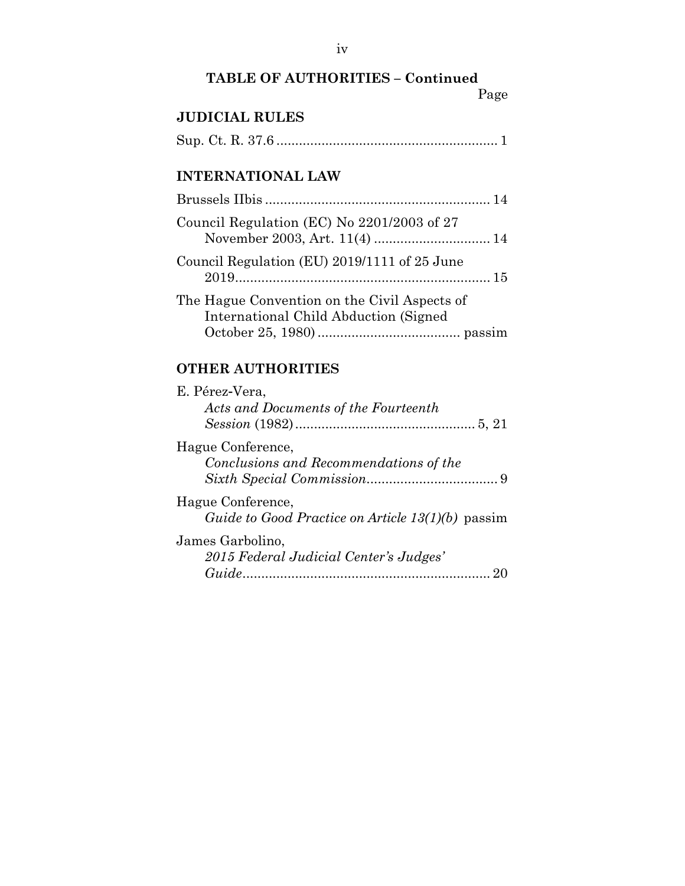## TABLE OF AUTHORITIES – Continued

Page

### JUDICIAL RULES

Sup. Ct. R. 37.6 .......................................................... 1

### INTERNATIONAL LAW

Brussels IIbis ........................................................... 14

Council Regulation (EC) No 2201/2003 of 27 November 2003, Art. 11(4) ............................... 14

Council Regulation (EU) 2019/1111 of 25 June 2019..................................................................... 15

The Hague Convention on the Civil Aspects of International Child Abduction (Signed October 25, 1980) ...................................... passim

### OTHER AUTHORITIES

E. Pérez-Vera, *Acts and Documents of the Fourteenth Session* (1982) ................................................ 5, 21

Hague Conference, *Conclusions and Recommendations of the Sixth Special Commission*................................... 9

Hague Conference, *Guide to Good Practice on Article 13(1)(b)* passim

James Garbolino, *2015 Federal Judicial Center's Judges' Guide*.................................................................. 20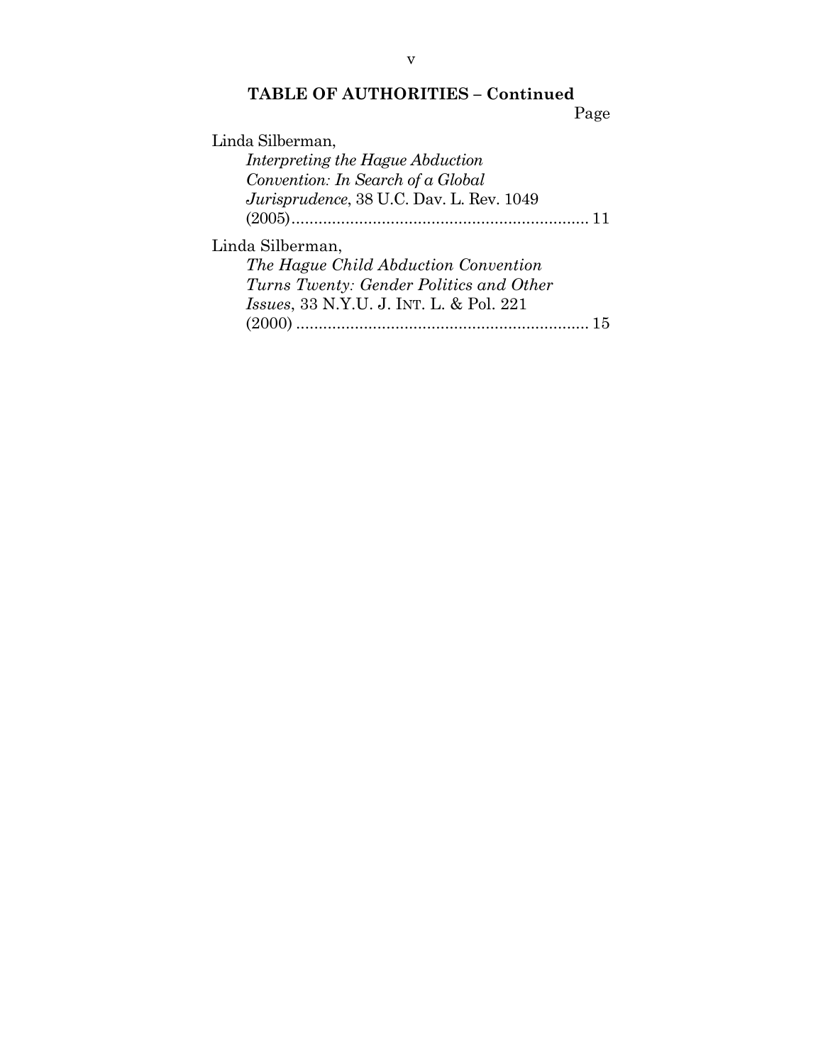**TABLE OF AUTHORITIES – Continued**

Page

Linda Silberman, *Interpreting the Hague Abduction Convention: In Search of a Global Jurisprudence*, 38 U.C. Dav. L. Rev. 1049 (2005) .................................................................. 11

Linda Silberman, *The Hague Child Abduction Convention Turns Twenty: Gender Politics and Other Issues*, 33 N.Y.U. J. INT. L. & Pol. 221 (2000) .................................................................. 15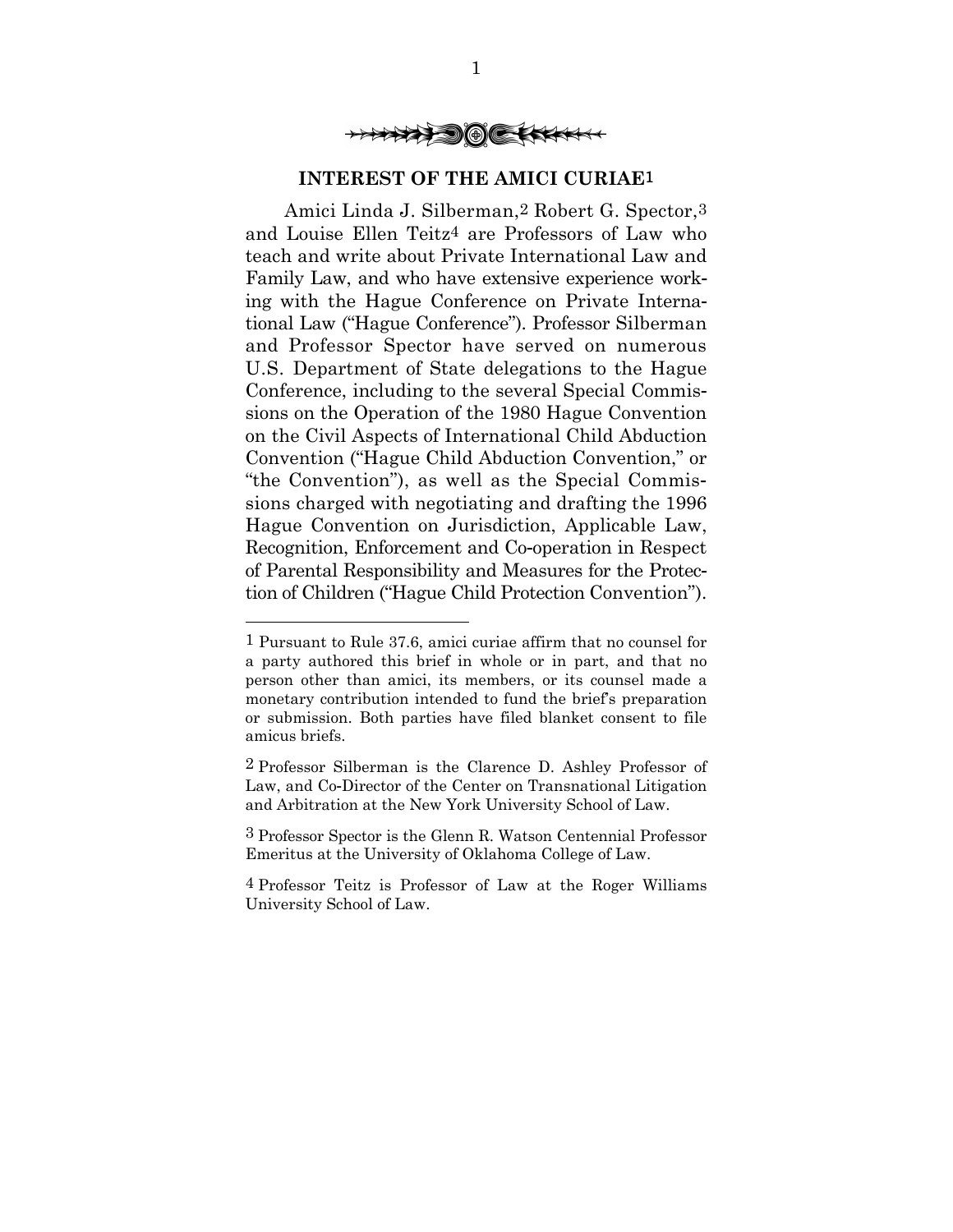## INTEREST OF THE AMICI CURIAE[1]

Amici Linda J. Silberman,[2] Robert G. Spector,[3] and Louise Ellen Teitz[4] are Professors of Law who teach and write about Private International Law and Family Law, and who have extensive experience working with the Hague Conference on Private International Law ("Hague Conference"). Professor Silberman and Professor Spector have served on numerous U.S. Department of State delegations to the Hague Conference, including to the several Special Commissions on the Operation of the 1980 Hague Convention on the Civil Aspects of International Child Abduction Convention ("Hague Child Abduction Convention," or "the Convention"), as well as the Special Commissions charged with negotiating and drafting the 1996 Hague Convention on Jurisdiction, Applicable Law, Recognition, Enforcement and Co-operation in Respect of Parental Responsibility and Measures for the Protection of Children ("Hague Child Protection Convention").

---

[1] Pursuant to Rule 37.6, amici curiae affirm that no counsel for a party authored this brief in whole or in part, and that no person other than amici, its members, or its counsel made a monetary contribution intended to fund the brief's preparation or submission. Both parties have filed blanket consent to file amicus briefs.

[2] Professor Silberman is the Clarence D. Ashley Professor of Law, and Co-Director of the Center on Transnational Litigation and Arbitration at the New York University School of Law.

[3] Professor Spector is the Glenn R. Watson Centennial Professor Emeritus at the University of Oklahoma College of Law.

[4] Professor Teitz is Professor of Law at the Roger Williams University School of Law.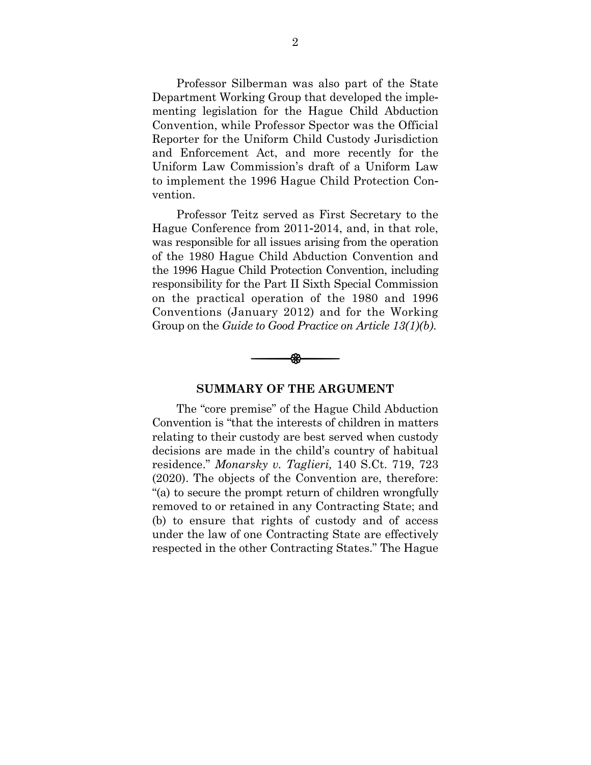Professor Silberman was also part of the State Department Working Group that developed the implementing legislation for the Hague Child Abduction Convention, while Professor Spector was the Official Reporter for the Uniform Child Custody Jurisdiction and Enforcement Act, and more recently for the Uniform Law Commission's draft of a Uniform Law to implement the 1996 Hague Child Protection Convention.

Professor Teitz served as First Secretary to the Hague Conference from 2011-2014, and, in that role, was responsible for all issues arising from the operation of the 1980 Hague Child Abduction Convention and the 1996 Hague Child Protection Convention, including responsibility for the Part II Sixth Special Commission on the practical operation of the 1980 and 1996 Conventions (January 2012) and for the Working Group on the *Guide to Good Practice on Article 13(1)(b)*.

## SUMMARY OF THE ARGUMENT

The "core premise" of the Hague Child Abduction Convention is "that the interests of children in matters relating to their custody are best served when custody decisions are made in the child's country of habitual residence." *Monarsky v. Taglieri,* 140 S.Ct. 719, 723 (2020). The objects of the Convention are, therefore: "(a) to secure the prompt return of children wrongfully removed to or retained in any Contracting State; and (b) to ensure that rights of custody and of access under the law of one Contracting State are effectively respected in the other Contracting States." The Hague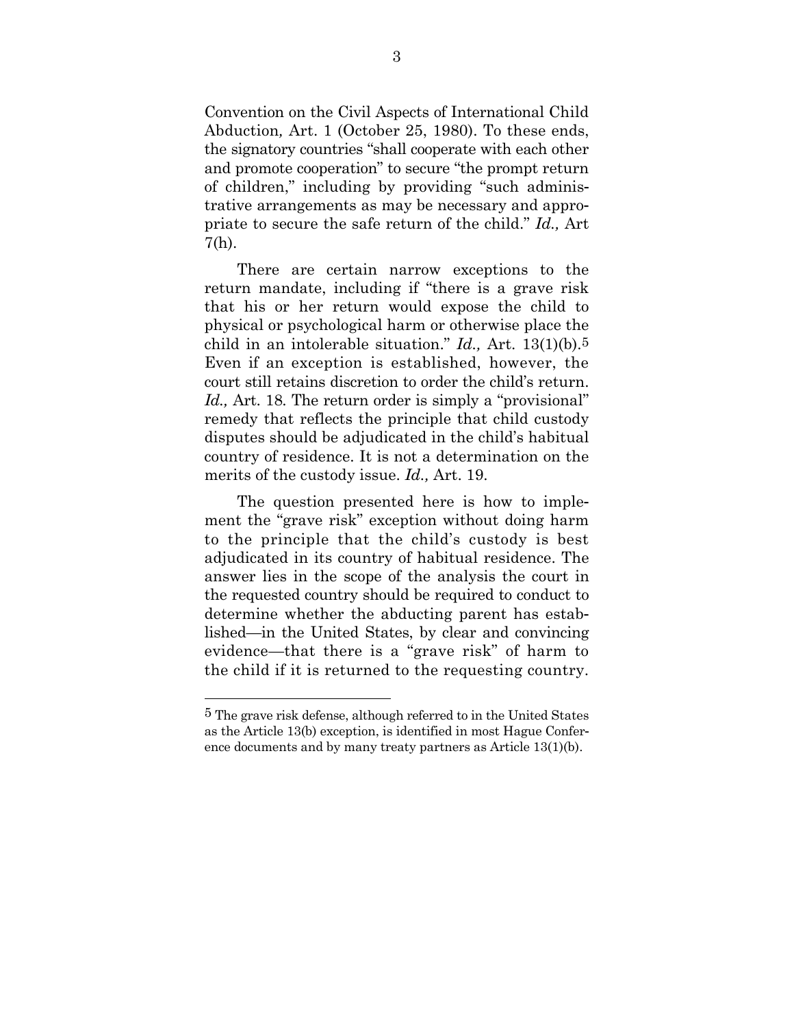Convention on the Civil Aspects of International Child Abduction*,* Art. 1 (October 25, 1980). To these ends, the signatory countries "shall cooperate with each other and promote cooperation" to secure "the prompt return of children," including by providing "such administrative arrangements as may be necessary and appropriate to secure the safe return of the child." *Id.,* Art 7(h).

There are certain narrow exceptions to the return mandate, including if "there is a grave risk that his or her return would expose the child to physical or psychological harm or otherwise place the child in an intolerable situation." *Id.,* Art. 13(1)(b).[5] Even if an exception is established, however, the court still retains discretion to order the child's return. *Id.,* Art. 18. The return order is simply a "provisional" remedy that reflects the principle that child custody disputes should be adjudicated in the child's habitual country of residence. It is not a determination on the merits of the custody issue. *Id.,* Art. 19.

The question presented here is how to implement the "grave risk" exception without doing harm to the principle that the child's custody is best adjudicated in its country of habitual residence. The answer lies in the scope of the analysis the court in the requested country should be required to conduct to determine whether the abducting parent has established—in the United States, by clear and convincing evidence—that there is a "grave risk" of harm to the child if it is returned to the requesting country.

---

[5] The grave risk defense, although referred to in the United States as the Article 13(b) exception, is identified in most Hague Conference documents and by many treaty partners as Article 13(1)(b).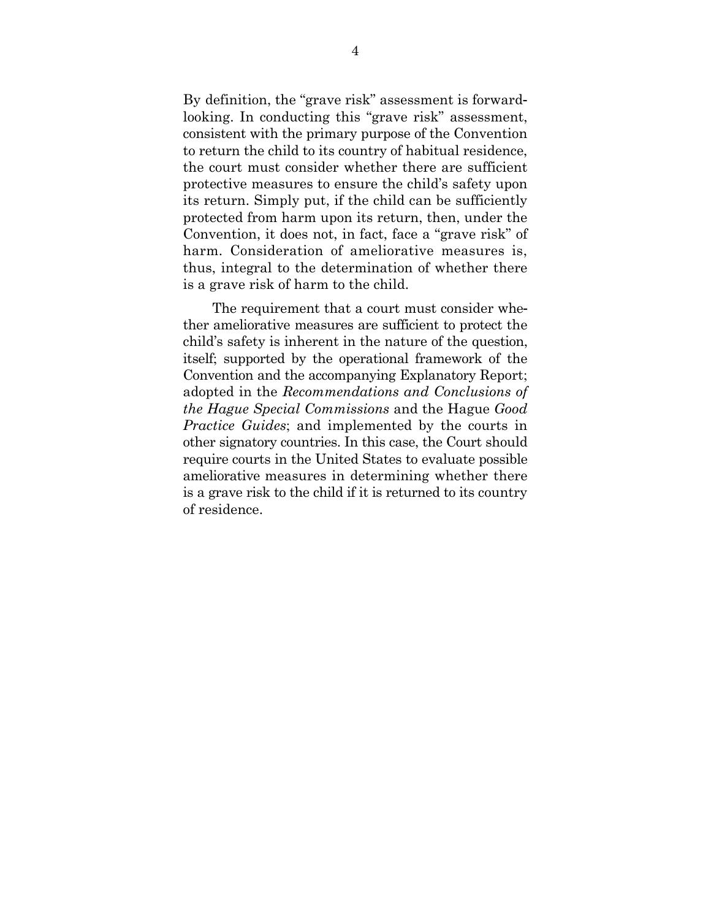By definition, the "grave risk" assessment is forward-looking. In conducting this "grave risk" assessment, consistent with the primary purpose of the Convention to return the child to its country of habitual residence, the court must consider whether there are sufficient protective measures to ensure the child's safety upon its return. Simply put, if the child can be sufficiently protected from harm upon its return, then, under the Convention, it does not, in fact, face a "grave risk" of harm. Consideration of ameliorative measures is, thus, integral to the determination of whether there is a grave risk of harm to the child.

The requirement that a court must consider whether ameliorative measures are sufficient to protect the child's safety is inherent in the nature of the question, itself; supported by the operational framework of the Convention and the accompanying Explanatory Report; adopted in the *Recommendations and Conclusions of the Hague Special Commissions* and the Hague *Good Practice Guides*; and implemented by the courts in other signatory countries. In this case, the Court should require courts in the United States to evaluate possible ameliorative measures in determining whether there is a grave risk to the child if it is returned to its country of residence.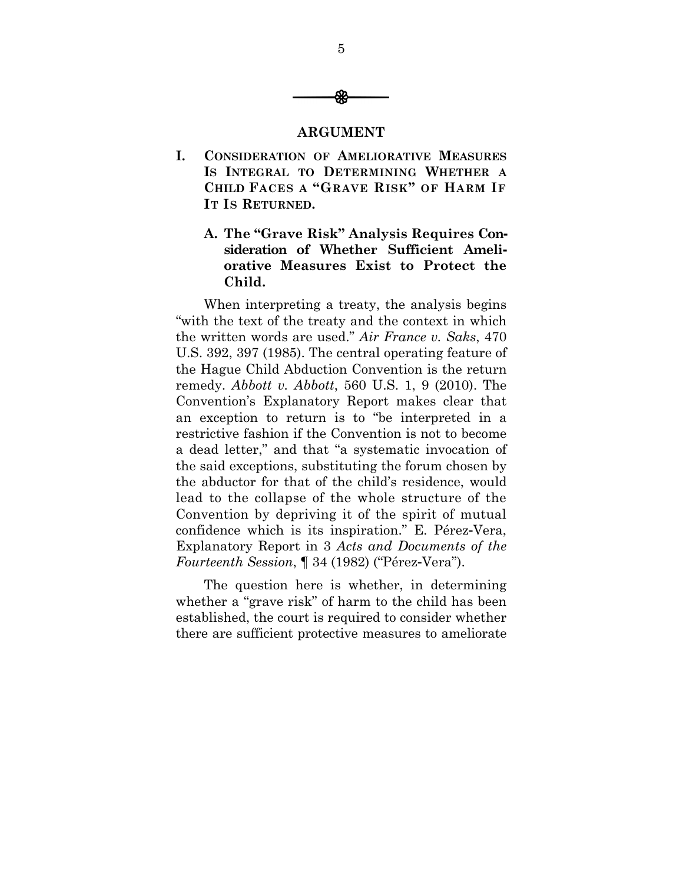## ARGUMENT

### I. CONSIDERATION OF AMELIORATIVE MEASURES IS INTEGRAL TO DETERMINING WHETHER A CHILD FACES A "GRAVE RISK" OF HARM IF IT IS RETURNED.

#### A. The "Grave Risk" Analysis Requires Consideration of Whether Sufficient Ameliorative Measures Exist to Protect the Child.

When interpreting a treaty, the analysis begins "with the text of the treaty and the context in which the written words are used." *Air France v. Saks*, 470 U.S. 392, 397 (1985). The central operating feature of the Hague Child Abduction Convention is the return remedy. *Abbott v. Abbott*, 560 U.S. 1, 9 (2010). The Convention's Explanatory Report makes clear that an exception to return is to "be interpreted in a restrictive fashion if the Convention is not to become a dead letter," and that "a systematic invocation of the said exceptions, substituting the forum chosen by the abductor for that of the child's residence, would lead to the collapse of the whole structure of the Convention by depriving it of the spirit of mutual confidence which is its inspiration." E. Pérez-Vera, Explanatory Report in 3 *Acts and Documents of the Fourteenth Session*, ¶ 34 (1982) ("Pérez-Vera").

The question here is whether, in determining whether a "grave risk" of harm to the child has been established, the court is required to consider whether there are sufficient protective measures to ameliorate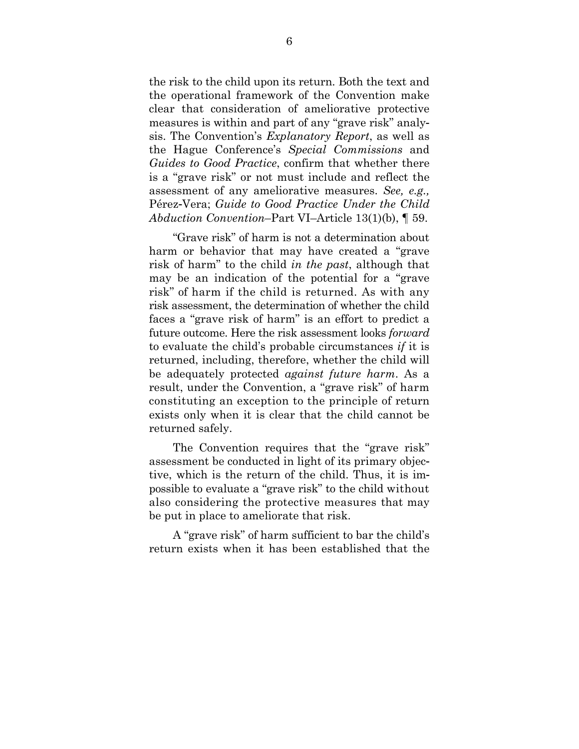the risk to the child upon its return. Both the text and the operational framework of the Convention make clear that consideration of ameliorative protective measures is within and part of any "grave risk" analysis. The Convention's *Explanatory Report*, as well as the Hague Conference's *Special Commissions* and *Guides to Good Practice*, confirm that whether there is a "grave risk" or not must include and reflect the assessment of any ameliorative measures. *See, e.g.,* Pérez-Vera; *Guide to Good Practice Under the Child Abduction Convention*–Part VI–Article 13(1)(b), ¶ 59.

"Grave risk" of harm is not a determination about harm or behavior that may have created a "grave risk of harm" to the child *in the past*, although that may be an indication of the potential for a "grave risk" of harm if the child is returned. As with any risk assessment, the determination of whether the child faces a "grave risk of harm" is an effort to predict a future outcome. Here the risk assessment looks *forward* to evaluate the child's probable circumstances *if* it is returned, including, therefore, whether the child will be adequately protected *against future harm*. As a result, under the Convention, a "grave risk" of harm constituting an exception to the principle of return exists only when it is clear that the child cannot be returned safely.

The Convention requires that the "grave risk" assessment be conducted in light of its primary objective, which is the return of the child. Thus, it is impossible to evaluate a "grave risk" to the child without also considering the protective measures that may be put in place to ameliorate that risk.

A "grave risk" of harm sufficient to bar the child's return exists when it has been established that the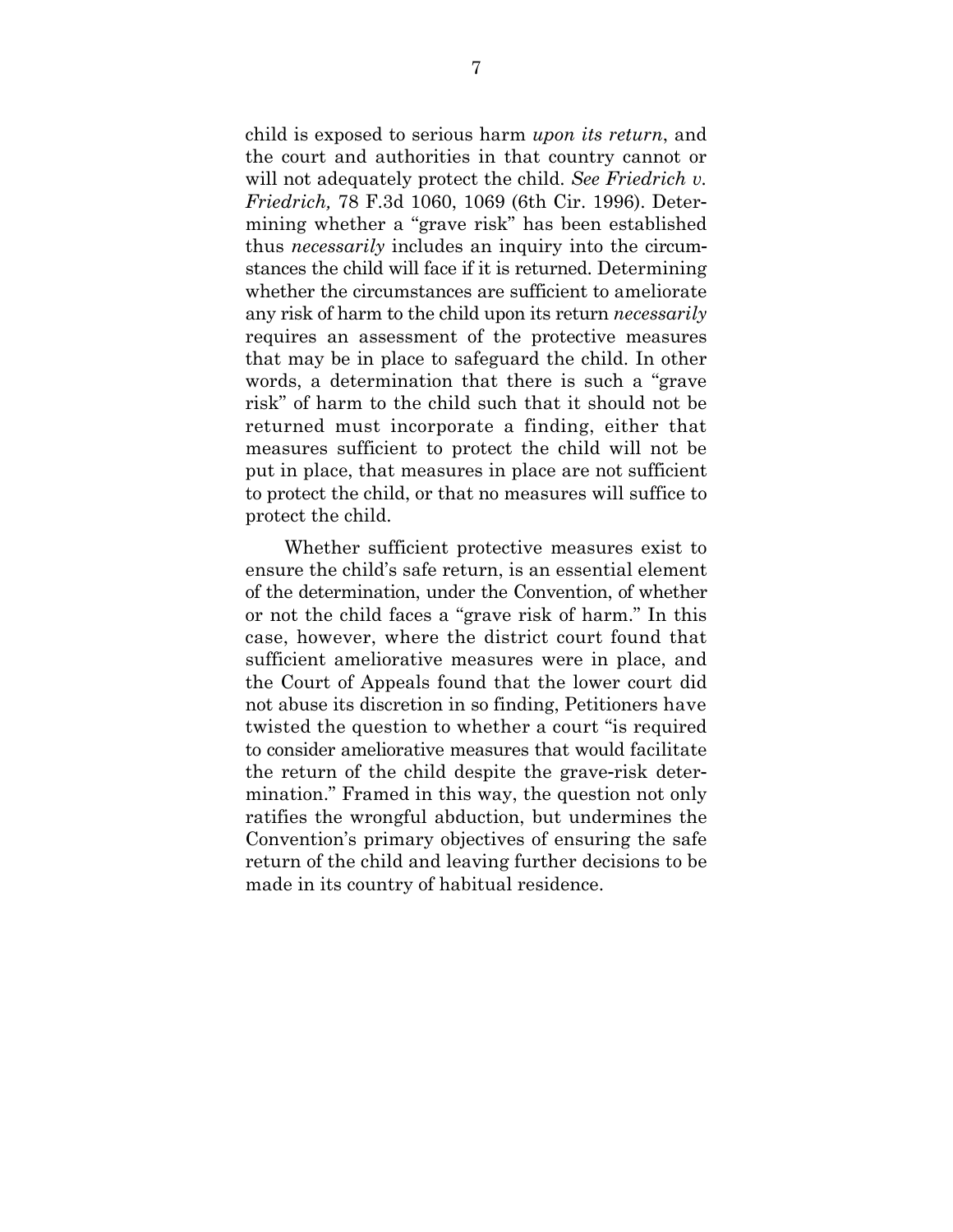child is exposed to serious harm *upon its return*, and the court and authorities in that country cannot or will not adequately protect the child. *See Friedrich v. Friedrich,* 78 F.3d 1060, 1069 (6th Cir. 1996). Determining whether a "grave risk" has been established thus *necessarily* includes an inquiry into the circumstances the child will face if it is returned. Determining whether the circumstances are sufficient to ameliorate any risk of harm to the child upon its return *necessarily* requires an assessment of the protective measures that may be in place to safeguard the child. In other words, a determination that there is such a "grave risk" of harm to the child such that it should not be returned must incorporate a finding, either that measures sufficient to protect the child will not be put in place, that measures in place are not sufficient to protect the child, or that no measures will suffice to protect the child.

Whether sufficient protective measures exist to ensure the child's safe return, is an essential element of the determination, under the Convention, of whether or not the child faces a "grave risk of harm." In this case, however, where the district court found that sufficient ameliorative measures were in place, and the Court of Appeals found that the lower court did not abuse its discretion in so finding, Petitioners have twisted the question to whether a court "is required to consider ameliorative measures that would facilitate the return of the child despite the grave-risk determination." Framed in this way, the question not only ratifies the wrongful abduction, but undermines the Convention's primary objectives of ensuring the safe return of the child and leaving further decisions to be made in its country of habitual residence.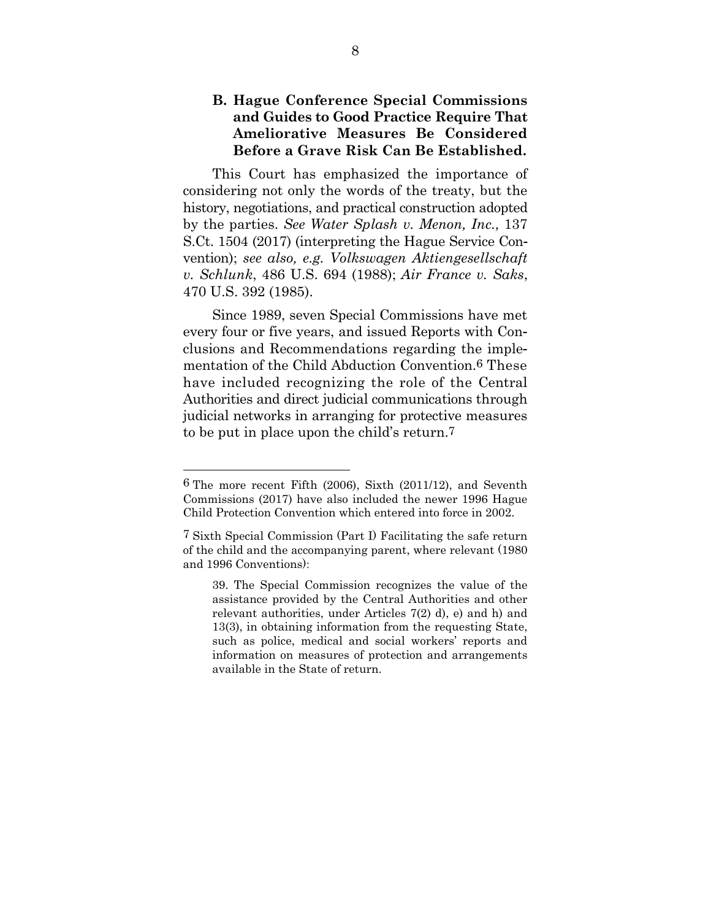### B. Hague Conference Special Commissions and Guides to Good Practice Require That Ameliorative Measures Be Considered Before a Grave Risk Can Be Established.

This Court has emphasized the importance of considering not only the words of the treaty, but the history, negotiations, and practical construction adopted by the parties. *See Water Splash v. Menon, Inc.,* 137 S.Ct. 1504 (2017) (interpreting the Hague Service Convention); *see also, e.g. Volkswagen Aktiengesellschaft v. Schlunk*, 486 U.S. 694 (1988); *Air France v. Saks*, 470 U.S. 392 (1985).

Since 1989, seven Special Commissions have met every four or five years, and issued Reports with Conclusions and Recommendations regarding the implementation of the Child Abduction Convention.[6] These have included recognizing the role of the Central Authorities and direct judicial communications through judicial networks in arranging for protective measures to be put in place upon the child's return.[7]

---

[6] The more recent Fifth (2006), Sixth (2011/12), and Seventh Commissions (2017) have also included the newer 1996 Hague Child Protection Convention which entered into force in 2002.

[7] Sixth Special Commission (Part I) Facilitating the safe return of the child and the accompanying parent, where relevant (1980 and 1996 Conventions):

> 39. The Special Commission recognizes the value of the assistance provided by the Central Authorities and other relevant authorities, under Articles 7(2) d), e) and h) and 13(3), in obtaining information from the requesting State, such as police, medical and social workers' reports and information on measures of protection and arrangements available in the State of return.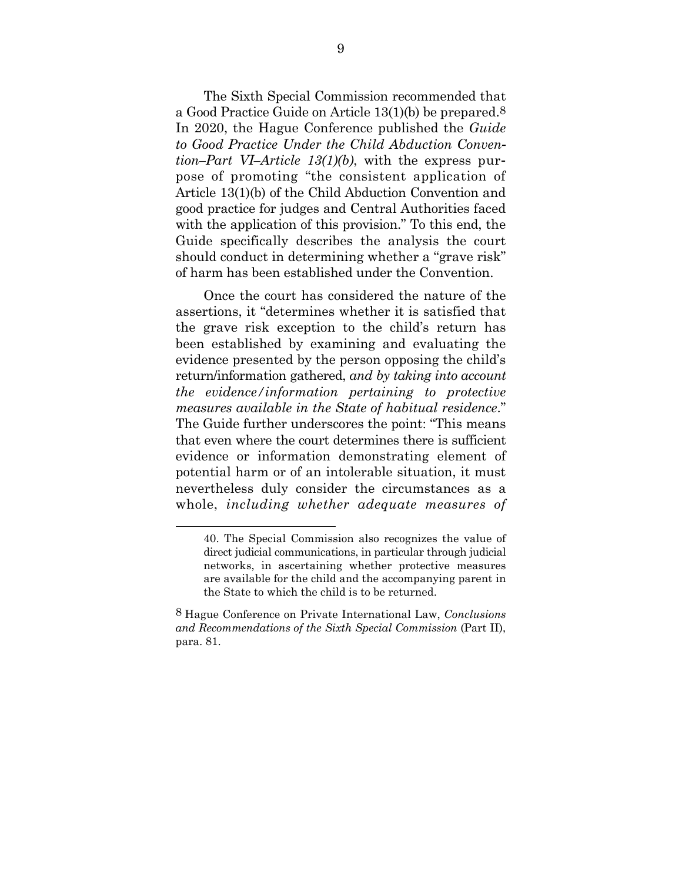The Sixth Special Commission recommended that a Good Practice Guide on Article 13(1)(b) be prepared.[8] In 2020, the Hague Conference published the *Guide to Good Practice Under the Child Abduction Convention–Part VI–Article 13(1)(b)*, with the express purpose of promoting "the consistent application of Article 13(1)(b) of the Child Abduction Convention and good practice for judges and Central Authorities faced with the application of this provision." To this end, the Guide specifically describes the analysis the court should conduct in determining whether a "grave risk" of harm has been established under the Convention.

Once the court has considered the nature of the assertions, it "determines whether it is satisfied that the grave risk exception to the child's return has been established by examining and evaluating the evidence presented by the person opposing the child's return/information gathered, *and by taking into account the evidence/information pertaining to protective measures available in the State of habitual residence*." The Guide further underscores the point: "This means that even where the court determines there is sufficient evidence or information demonstrating element of potential harm or of an intolerable situation, it must nevertheless duly consider the circumstances as a whole, *including whether adequate measures of*

---

> 40. The Special Commission also recognizes the value of direct judicial communications, in particular through judicial networks, in ascertaining whether protective measures are available for the child and the accompanying parent in the State to which the child is to be returned.

[8] Hague Conference on Private International Law, *Conclusions and Recommendations of the Sixth Special Commission* (Part II), para. 81.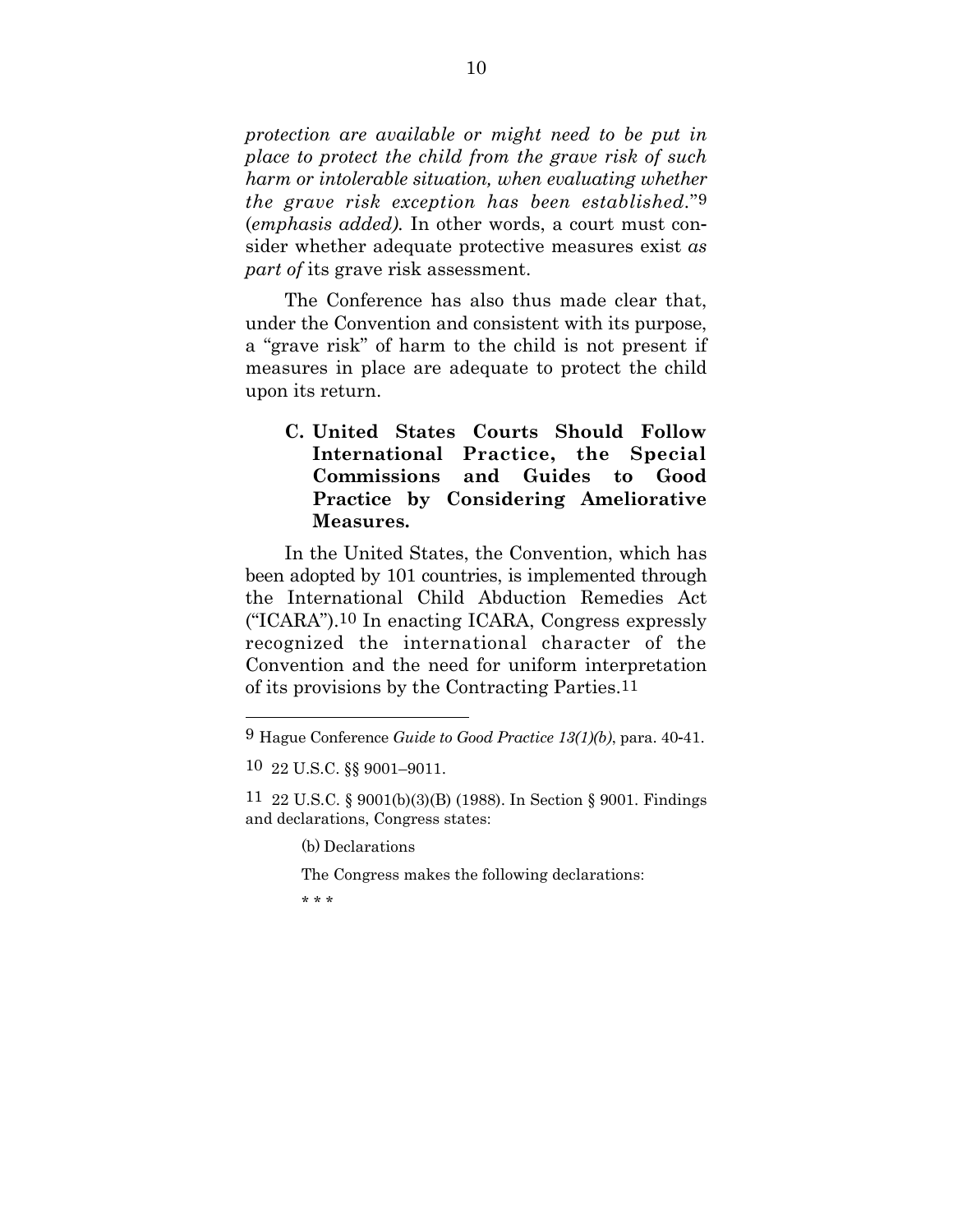*protection are available or might need to be put in place to protect the child from the grave risk of such harm or intolerable situation, when evaluating whether the grave risk exception has been established*."[9] (*emphasis added).* In other words, a court must consider whether adequate protective measures exist *as part of* its grave risk assessment.

The Conference has also thus made clear that, under the Convention and consistent with its purpose, a "grave risk" of harm to the child is not present if measures in place are adequate to protect the child upon its return.

### C. United States Courts Should Follow International Practice, the Special Commissions and Guides to Good Practice by Considering Ameliorative Measures.

In the United States, the Convention, which has been adopted by 101 countries, is implemented through the International Child Abduction Remedies Act ("ICARA").[10] In enacting ICARA, Congress expressly recognized the international character of the Convention and the need for uniform interpretation of its provisions by the Contracting Parties.[11]

---

[9] Hague Conference *Guide to Good Practice 13(1)(b)*, para. 40-41.

[10] 22 U.S.C. §§ 9001–9011.

[11] 22 U.S.C. § 9001(b)(3)(B) (1988). In Section § 9001. Findings and declarations, Congress states:

> (b) Declarations
>
> The Congress makes the following declarations:
>
> * * *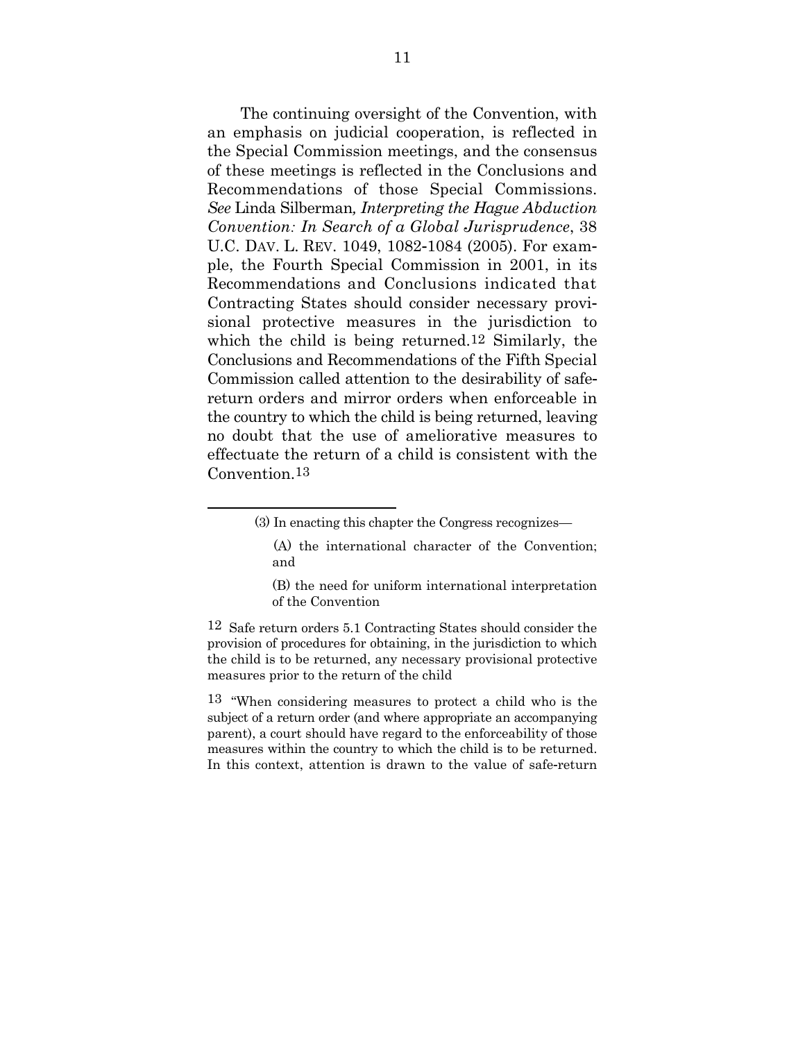The continuing oversight of the Convention, with an emphasis on judicial cooperation, is reflected in the Special Commission meetings, and the consensus of these meetings is reflected in the Conclusions and Recommendations of those Special Commissions. *See* Linda Silberman*, Interpreting the Hague Abduction Convention: In Search of a Global Jurisprudence*, 38 U.C. DAV. L. REV. 1049, 1082-1084 (2005). For example, the Fourth Special Commission in 2001, in its Recommendations and Conclusions indicated that Contracting States should consider necessary provisional protective measures in the jurisdiction to which the child is being returned.[12] Similarly, the Conclusions and Recommendations of the Fifth Special Commission called attention to the desirability of safe-return orders and mirror orders when enforceable in the country to which the child is being returned, leaving no doubt that the use of ameliorative measures to effectuate the return of a child is consistent with the Convention.[13]

---

> (3) In enacting this chapter the Congress recognizes—
>
> (A) the international character of the Convention; and
>
> (B) the need for uniform international interpretation of the Convention

[12] Safe return orders 5.1 Contracting States should consider the provision of procedures for obtaining, in the jurisdiction to which the child is to be returned, any necessary provisional protective measures prior to the return of the child

[13] "When considering measures to protect a child who is the subject of a return order (and where appropriate an accompanying parent), a court should have regard to the enforceability of those measures within the country to which the child is to be returned. In this context, attention is drawn to the value of safe-return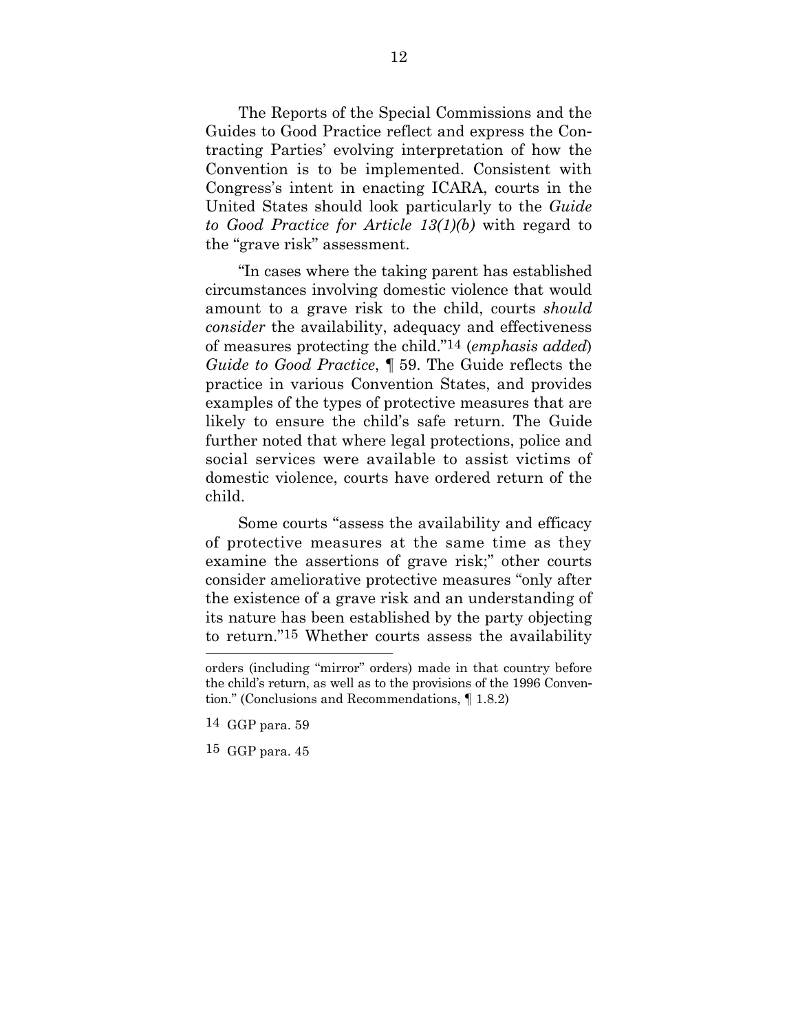The Reports of the Special Commissions and the Guides to Good Practice reflect and express the Contracting Parties' evolving interpretation of how the Convention is to be implemented. Consistent with Congress's intent in enacting ICARA, courts in the United States should look particularly to the *Guide to Good Practice for Article 13(1)(b)* with regard to the "grave risk" assessment.

"In cases where the taking parent has established circumstances involving domestic violence that would amount to a grave risk to the child, courts *should consider* the availability, adequacy and effectiveness of measures protecting the child."[14] (*emphasis added*) *Guide to Good Practice*, ¶ 59. The Guide reflects the practice in various Convention States, and provides examples of the types of protective measures that are likely to ensure the child's safe return. The Guide further noted that where legal protections, police and social services were available to assist victims of domestic violence, courts have ordered return of the child.

Some courts "assess the availability and efficacy of protective measures at the same time as they examine the assertions of grave risk;" other courts consider ameliorative protective measures "only after the existence of a grave risk and an understanding of its nature has been established by the party objecting to return."[15] Whether courts assess the availability

---

orders (including "mirror" orders) made in that country before the child's return, as well as to the provisions of the 1996 Convention." (Conclusions and Recommendations, ¶ 1.8.2)

[14] GGP para. 59

[15] GGP para. 45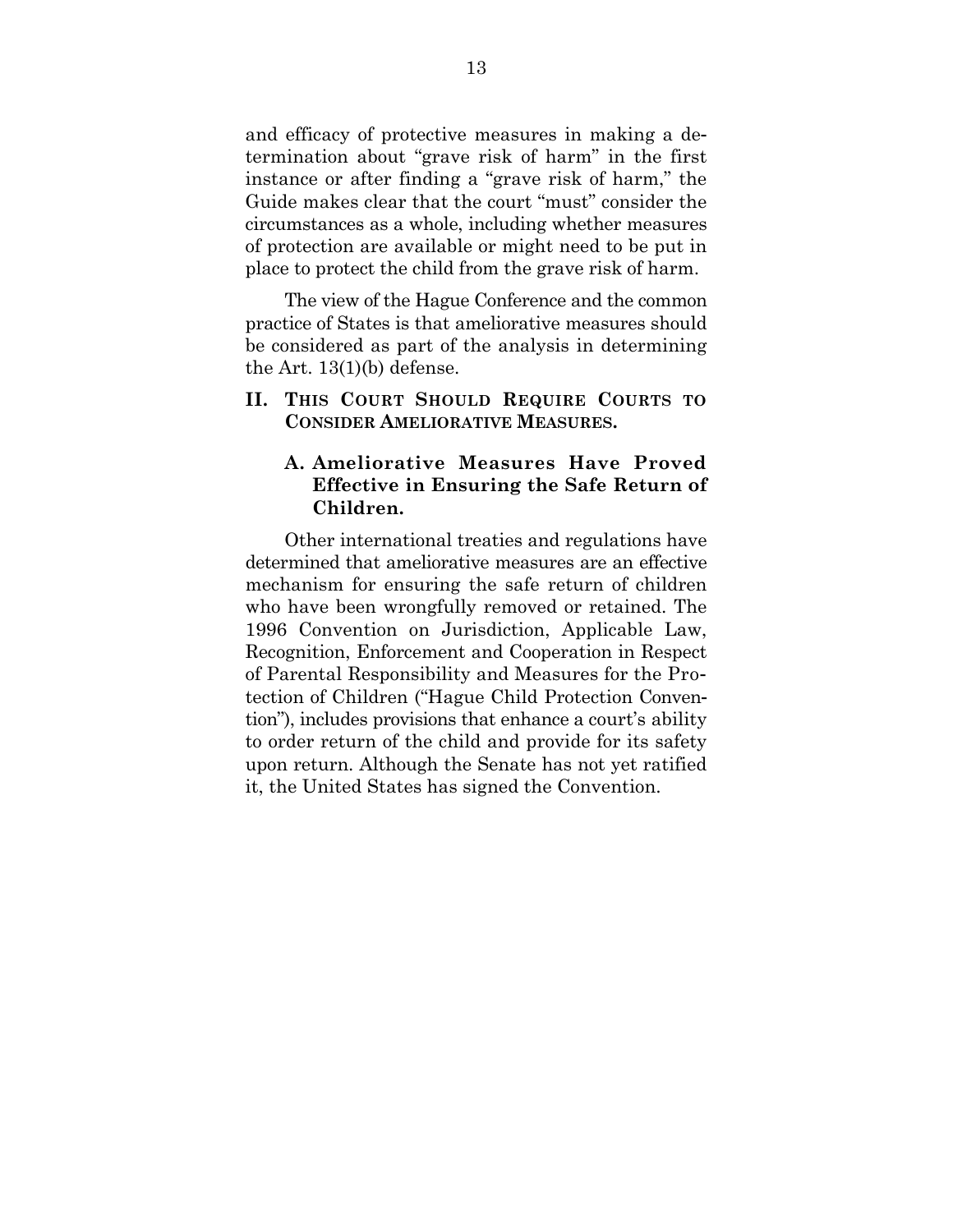and efficacy of protective measures in making a determination about "grave risk of harm" in the first instance or after finding a "grave risk of harm," the Guide makes clear that the court "must" consider the circumstances as a whole, including whether measures of protection are available or might need to be put in place to protect the child from the grave risk of harm.

The view of the Hague Conference and the common practice of States is that ameliorative measures should be considered as part of the analysis in determining the Art. 13(1)(b) defense.

## II. THIS COURT SHOULD REQUIRE COURTS TO CONSIDER AMELIORATIVE MEASURES.

### A. Ameliorative Measures Have Proved Effective in Ensuring the Safe Return of Children.

Other international treaties and regulations have determined that ameliorative measures are an effective mechanism for ensuring the safe return of children who have been wrongfully removed or retained. The 1996 Convention on Jurisdiction, Applicable Law, Recognition, Enforcement and Cooperation in Respect of Parental Responsibility and Measures for the Protection of Children ("Hague Child Protection Convention"), includes provisions that enhance a court's ability to order return of the child and provide for its safety upon return. Although the Senate has not yet ratified it, the United States has signed the Convention.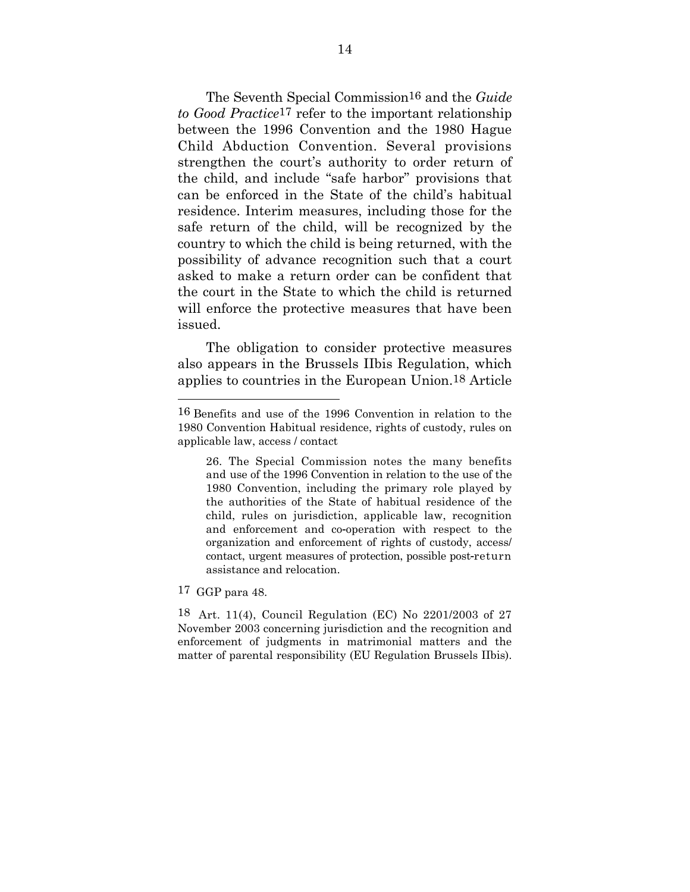The Seventh Special Commission[16] and the *Guide to Good Practice*[17] refer to the important relationship between the 1996 Convention and the 1980 Hague Child Abduction Convention. Several provisions strengthen the court's authority to order return of the child, and include "safe harbor" provisions that can be enforced in the State of the child's habitual residence. Interim measures, including those for the safe return of the child, will be recognized by the country to which the child is being returned, with the possibility of advance recognition such that a court asked to make a return order can be confident that the court in the State to which the child is returned will enforce the protective measures that have been issued.

The obligation to consider protective measures also appears in the Brussels IIbis Regulation, which applies to countries in the European Union.[18] Article

---

[16] Benefits and use of the 1996 Convention in relation to the 1980 Convention Habitual residence, rights of custody, rules on applicable law, access / contact

> 26. The Special Commission notes the many benefits and use of the 1996 Convention in relation to the use of the 1980 Convention, including the primary role played by the authorities of the State of habitual residence of the child, rules on jurisdiction, applicable law, recognition and enforcement and co-operation with respect to the organization and enforcement of rights of custody, access/ contact, urgent measures of protection, possible post-return assistance and relocation.

[17] GGP para 48.

[18] Art. 11(4), Council Regulation (EC) No 2201/2003 of 27 November 2003 concerning jurisdiction and the recognition and enforcement of judgments in matrimonial matters and the matter of parental responsibility (EU Regulation Brussels IIbis).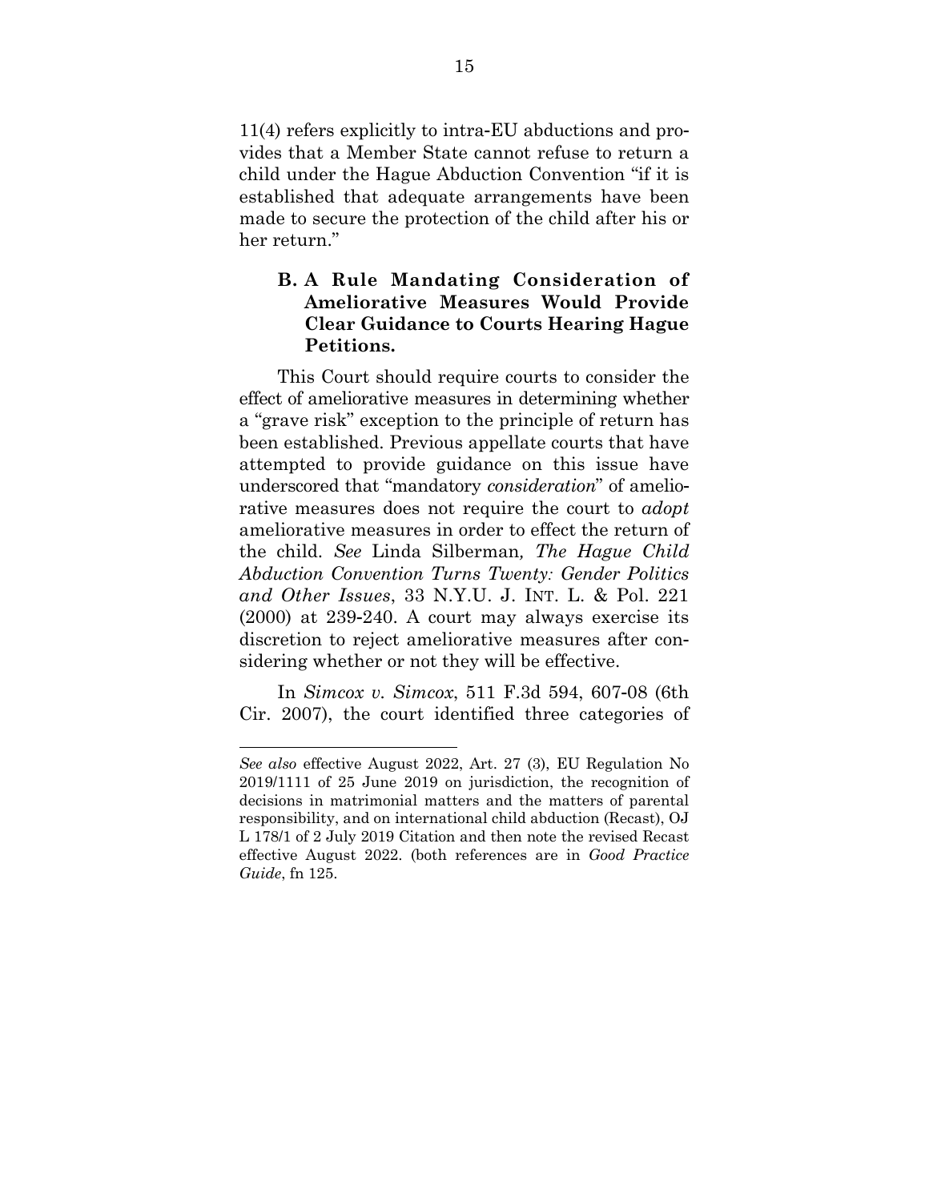11(4) refers explicitly to intra-EU abductions and provides that a Member State cannot refuse to return a child under the Hague Abduction Convention "if it is established that adequate arrangements have been made to secure the protection of the child after his or her return."

### B. A Rule Mandating Consideration of Ameliorative Measures Would Provide Clear Guidance to Courts Hearing Hague Petitions.

This Court should require courts to consider the effect of ameliorative measures in determining whether a "grave risk" exception to the principle of return has been established. Previous appellate courts that have attempted to provide guidance on this issue have underscored that "mandatory *consideration*" of ameliorative measures does not require the court to *adopt* ameliorative measures in order to effect the return of the child. *See* Linda Silberman*, The Hague Child Abduction Convention Turns Twenty: Gender Politics and Other Issues*, 33 N.Y.U. J. INT. L. & Pol. 221 (2000) at 239-240. A court may always exercise its discretion to reject ameliorative measures after considering whether or not they will be effective.

In *Simcox v. Simcox*, 511 F.3d 594, 607-08 (6th Cir. 2007), the court identified three categories of

---

*See also* effective August 2022, Art. 27 (3), EU Regulation No 2019/1111 of 25 June 2019 on jurisdiction, the recognition of decisions in matrimonial matters and the matters of parental responsibility, and on international child abduction (Recast), OJ L 178/1 of 2 July 2019 Citation and then note the revised Recast effective August 2022. (both references are in *Good Practice Guide*, fn 125.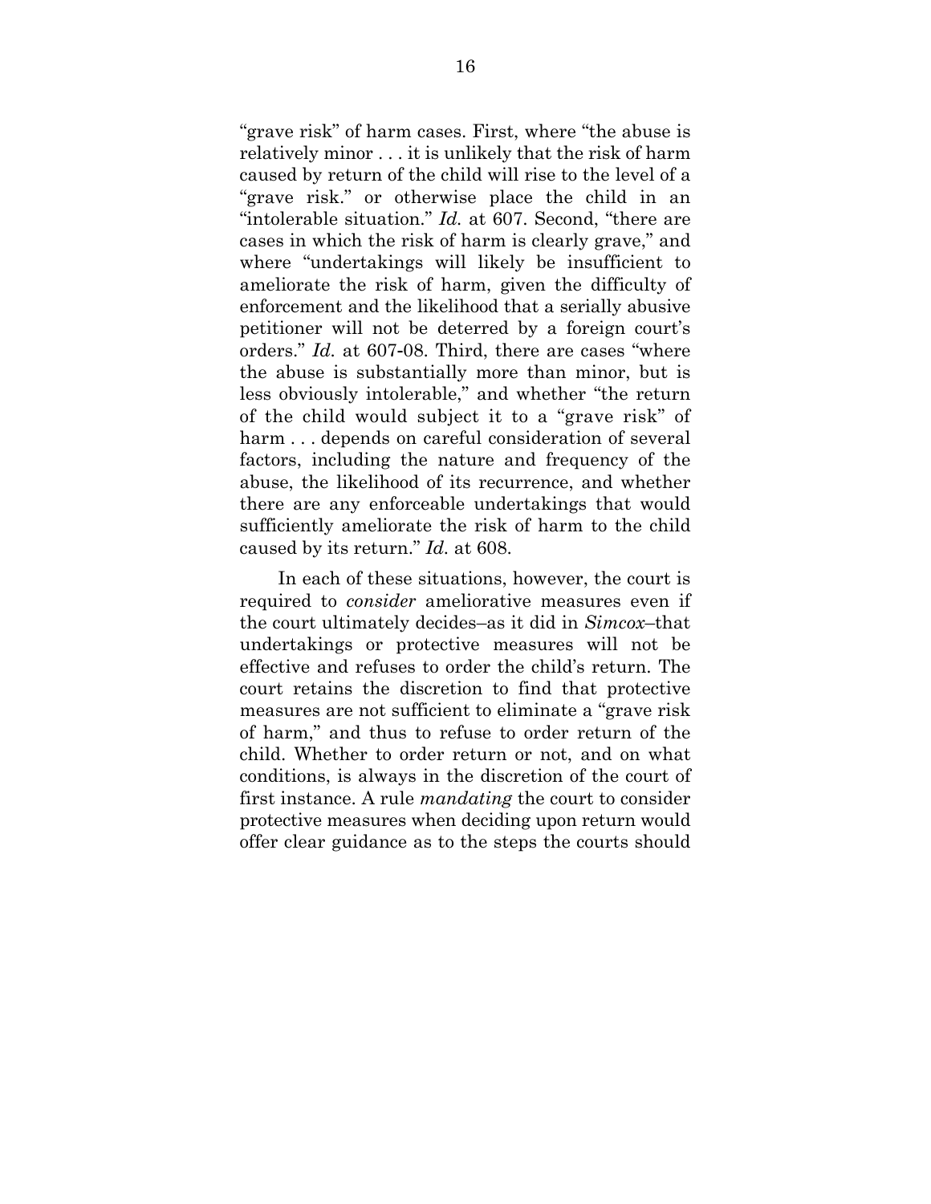"grave risk" of harm cases. First, where "the abuse is relatively minor . . . it is unlikely that the risk of harm caused by return of the child will rise to the level of a "grave risk." or otherwise place the child in an "intolerable situation." *Id.* at 607. Second, "there are cases in which the risk of harm is clearly grave," and where "undertakings will likely be insufficient to ameliorate the risk of harm, given the difficulty of enforcement and the likelihood that a serially abusive petitioner will not be deterred by a foreign court's orders." *Id.* at 607-08. Third, there are cases "where the abuse is substantially more than minor, but is less obviously intolerable," and whether "the return of the child would subject it to a "grave risk" of harm . . . depends on careful consideration of several factors, including the nature and frequency of the abuse, the likelihood of its recurrence, and whether there are any enforceable undertakings that would sufficiently ameliorate the risk of harm to the child caused by its return." *Id.* at 608.

In each of these situations, however, the court is required to *consider* ameliorative measures even if the court ultimately decides–as it did in *Simcox*–that undertakings or protective measures will not be effective and refuses to order the child's return. The court retains the discretion to find that protective measures are not sufficient to eliminate a "grave risk of harm," and thus to refuse to order return of the child. Whether to order return or not, and on what conditions, is always in the discretion of the court of first instance. A rule *mandating* the court to consider protective measures when deciding upon return would offer clear guidance as to the steps the courts should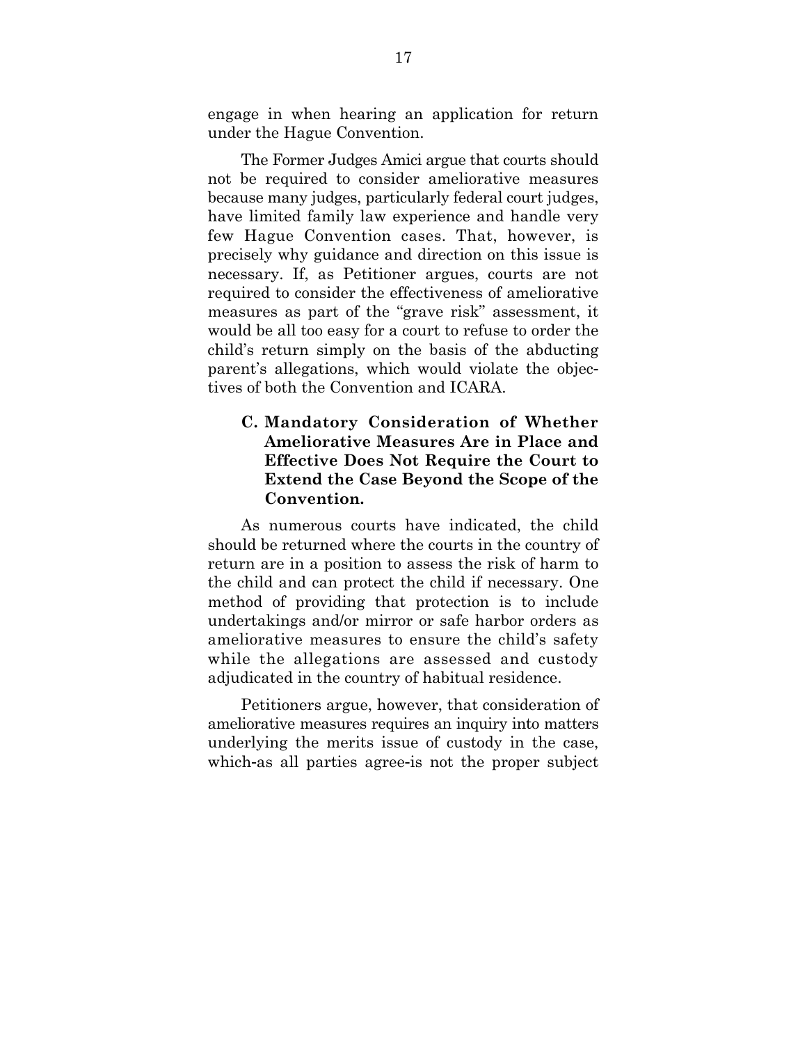engage in when hearing an application for return under the Hague Convention.

The Former Judges Amici argue that courts should not be required to consider ameliorative measures because many judges, particularly federal court judges, have limited family law experience and handle very few Hague Convention cases. That, however, is precisely why guidance and direction on this issue is necessary. If, as Petitioner argues, courts are not required to consider the effectiveness of ameliorative measures as part of the "grave risk" assessment, it would be all too easy for a court to refuse to order the child's return simply on the basis of the abducting parent's allegations, which would violate the objectives of both the Convention and ICARA.

### C. Mandatory Consideration of Whether Ameliorative Measures Are in Place and Effective Does Not Require the Court to Extend the Case Beyond the Scope of the Convention.

As numerous courts have indicated, the child should be returned where the courts in the country of return are in a position to assess the risk of harm to the child and can protect the child if necessary. One method of providing that protection is to include undertakings and/or mirror or safe harbor orders as ameliorative measures to ensure the child's safety while the allegations are assessed and custody adjudicated in the country of habitual residence.

Petitioners argue, however, that consideration of ameliorative measures requires an inquiry into matters underlying the merits issue of custody in the case, which-as all parties agree-is not the proper subject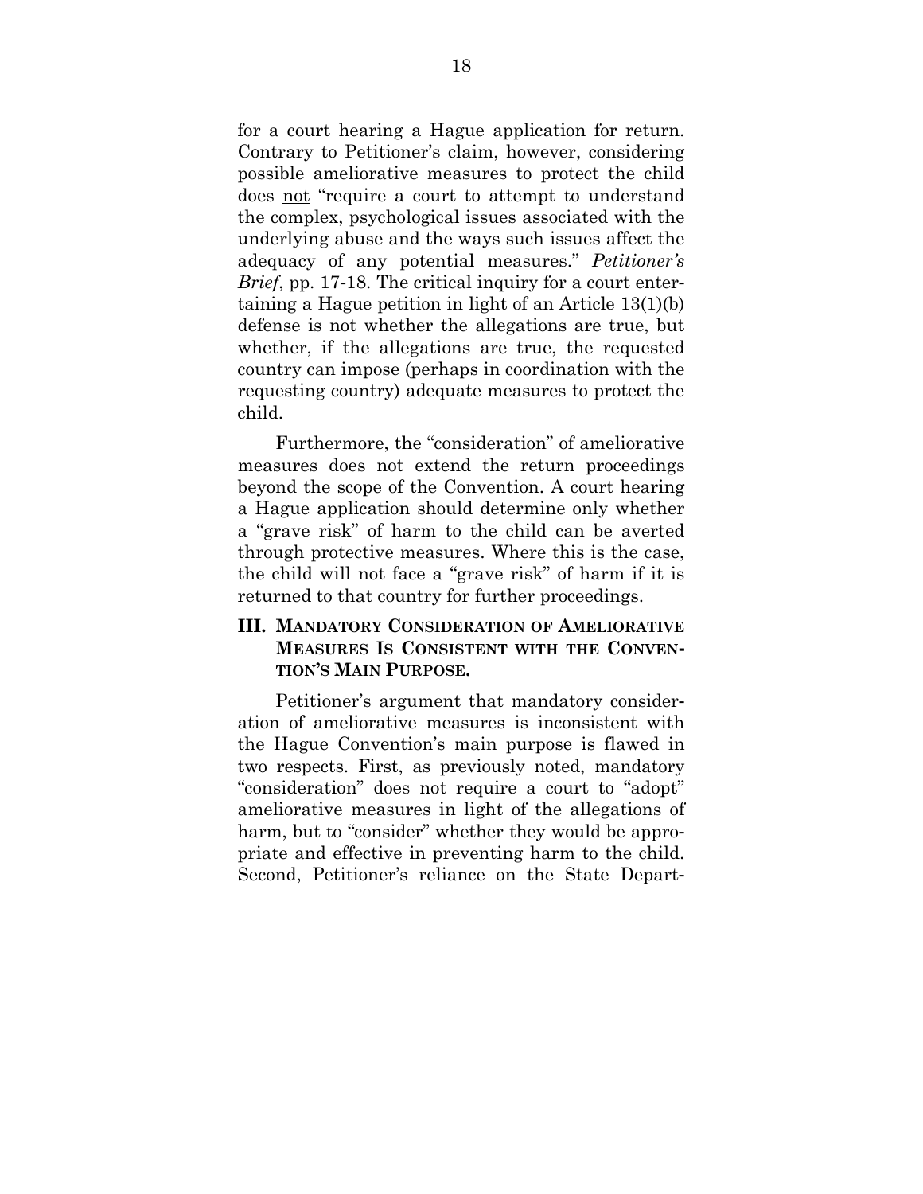for a court hearing a Hague application for return. Contrary to Petitioner's claim, however, considering possible ameliorative measures to protect the child does <u>not</u> "require a court to attempt to understand the complex, psychological issues associated with the underlying abuse and the ways such issues affect the adequacy of any potential measures." *Petitioner's Brief*, pp. 17-18. The critical inquiry for a court entertaining a Hague petition in light of an Article 13(1)(b) defense is not whether the allegations are true, but whether, if the allegations are true, the requested country can impose (perhaps in coordination with the requesting country) adequate measures to protect the child.

Furthermore, the "consideration" of ameliorative measures does not extend the return proceedings beyond the scope of the Convention. A court hearing a Hague application should determine only whether a "grave risk" of harm to the child can be averted through protective measures. Where this is the case, the child will not face a "grave risk" of harm if it is returned to that country for further proceedings.

## III. MANDATORY CONSIDERATION OF AMELIORATIVE MEASURES IS CONSISTENT WITH THE CONVENTION'S MAIN PURPOSE.

Petitioner's argument that mandatory consideration of ameliorative measures is inconsistent with the Hague Convention's main purpose is flawed in two respects. First, as previously noted, mandatory "consideration" does not require a court to "adopt" ameliorative measures in light of the allegations of harm, but to "consider" whether they would be appropriate and effective in preventing harm to the child. Second, Petitioner's reliance on the State Depart-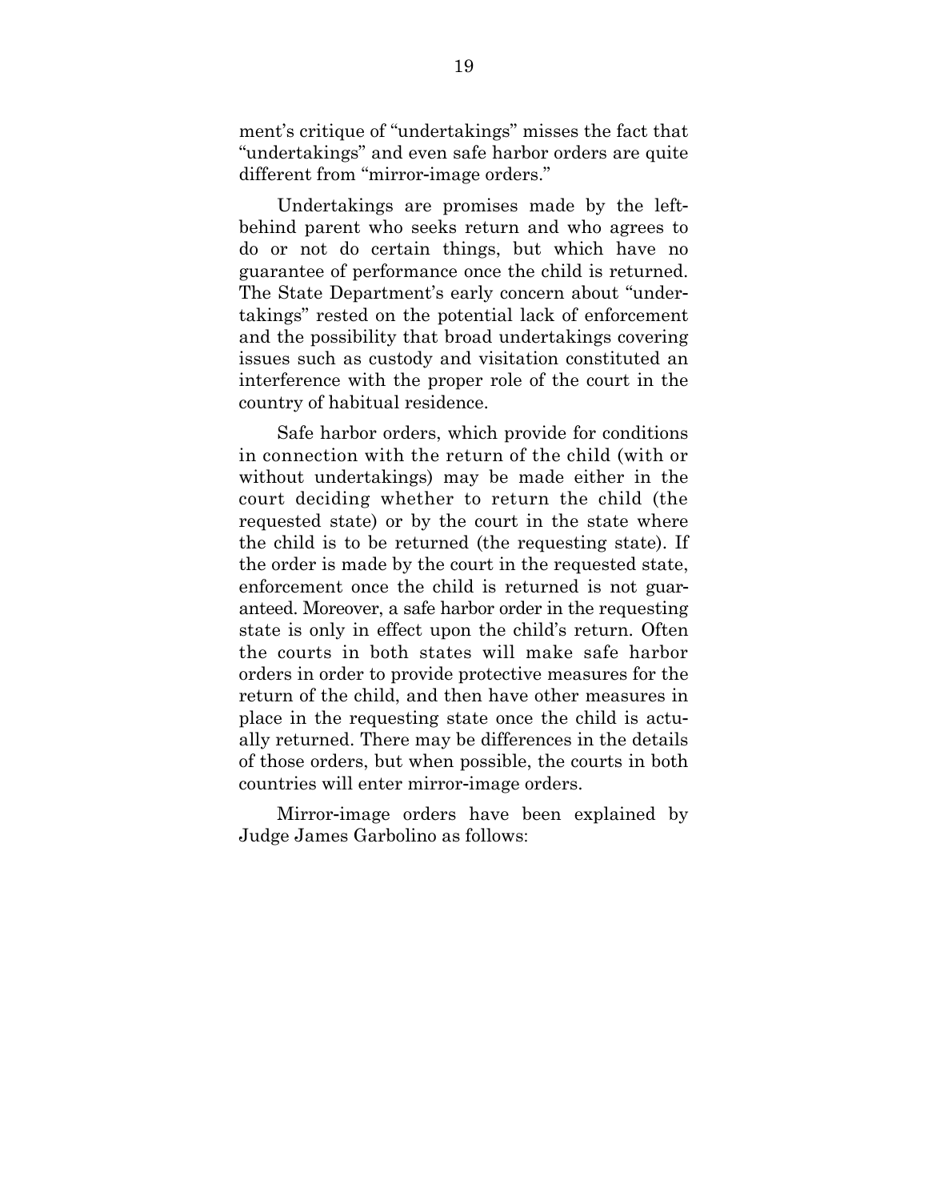ment's critique of "undertakings" misses the fact that "undertakings" and even safe harbor orders are quite different from "mirror-image orders."

Undertakings are promises made by the left-behind parent who seeks return and who agrees to do or not do certain things, but which have no guarantee of performance once the child is returned. The State Department's early concern about "undertakings" rested on the potential lack of enforcement and the possibility that broad undertakings covering issues such as custody and visitation constituted an interference with the proper role of the court in the country of habitual residence.

Safe harbor orders, which provide for conditions in connection with the return of the child (with or without undertakings) may be made either in the court deciding whether to return the child (the requested state) or by the court in the state where the child is to be returned (the requesting state). If the order is made by the court in the requested state, enforcement once the child is returned is not guaranteed. Moreover, a safe harbor order in the requesting state is only in effect upon the child's return. Often the courts in both states will make safe harbor orders in order to provide protective measures for the return of the child, and then have other measures in place in the requesting state once the child is actually returned. There may be differences in the details of those orders, but when possible, the courts in both countries will enter mirror-image orders.

Mirror-image orders have been explained by Judge James Garbolino as follows: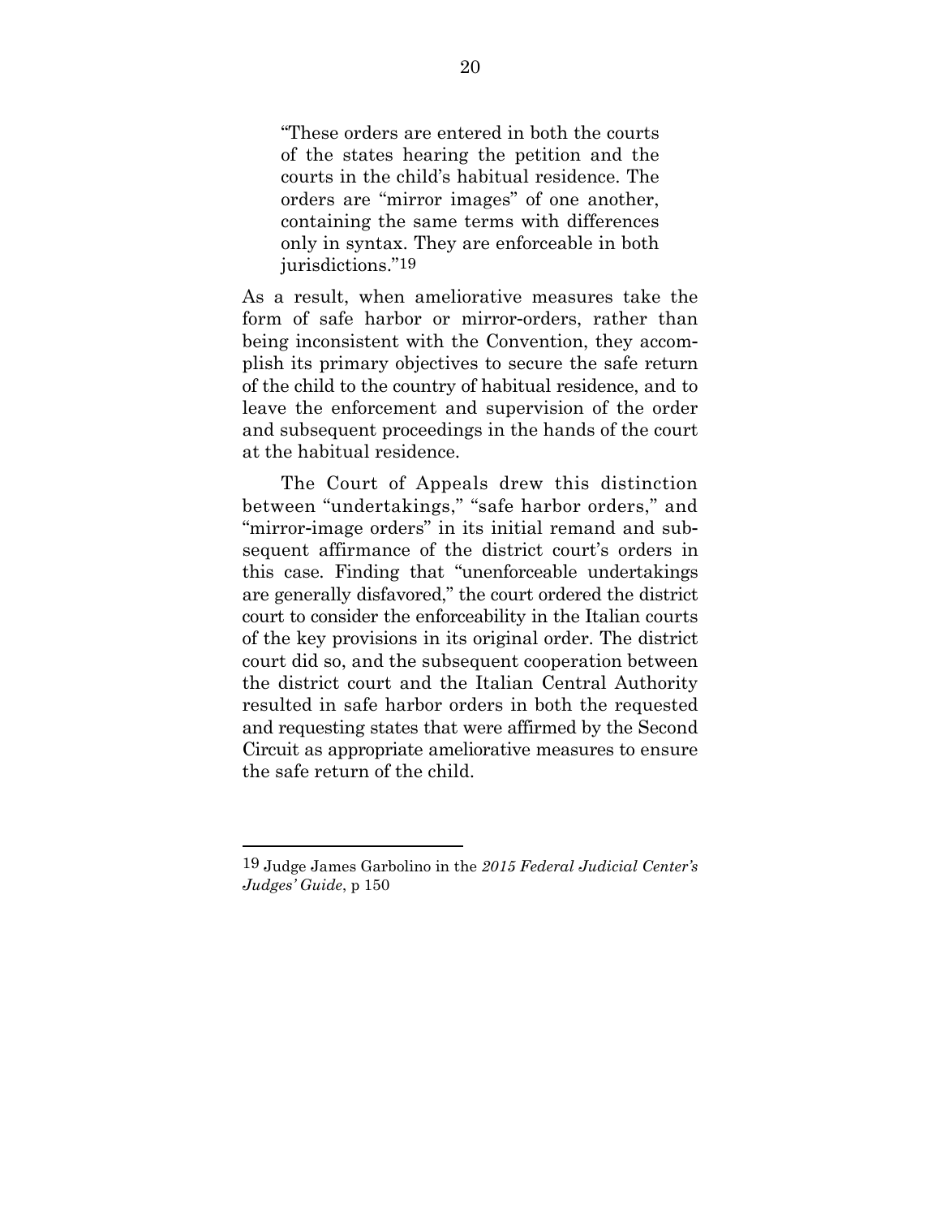> "These orders are entered in both the courts of the states hearing the petition and the courts in the child's habitual residence. The orders are "mirror images" of one another, containing the same terms with differences only in syntax. They are enforceable in both jurisdictions."[19]

As a result, when ameliorative measures take the form of safe harbor or mirror-orders, rather than being inconsistent with the Convention, they accomplish its primary objectives to secure the safe return of the child to the country of habitual residence, and to leave the enforcement and supervision of the order and subsequent proceedings in the hands of the court at the habitual residence.

The Court of Appeals drew this distinction between "undertakings," "safe harbor orders," and "mirror-image orders" in its initial remand and subsequent affirmance of the district court's orders in this case. Finding that "unenforceable undertakings are generally disfavored," the court ordered the district court to consider the enforceability in the Italian courts of the key provisions in its original order. The district court did so, and the subsequent cooperation between the district court and the Italian Central Authority resulted in safe harbor orders in both the requested and requesting states that were affirmed by the Second Circuit as appropriate ameliorative measures to ensure the safe return of the child.

---

[19] Judge James Garbolino in the *2015 Federal Judicial Center's Judges' Guide*, p 150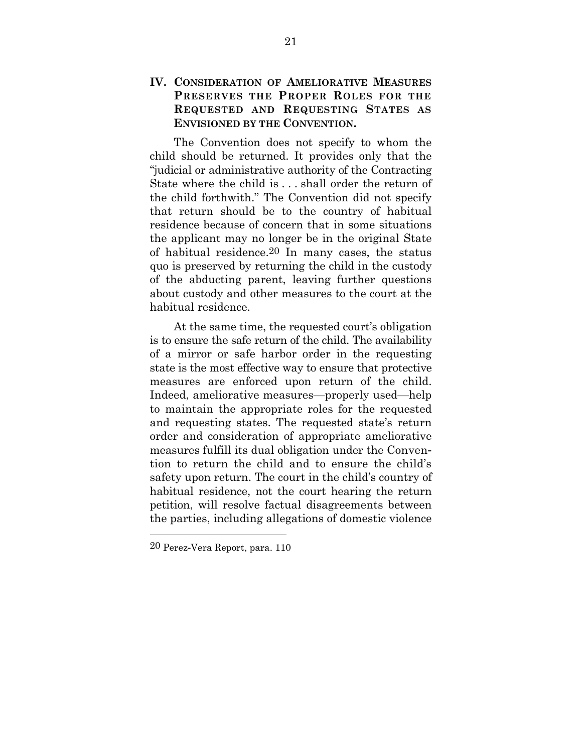## IV. Consideration of Ameliorative Measures Preserves the Proper Roles for the Requested and Requesting States as Envisioned by the Convention.

The Convention does not specify to whom the child should be returned. It provides only that the "judicial or administrative authority of the Contracting State where the child is . . . shall order the return of the child forthwith." The Convention did not specify that return should be to the country of habitual residence because of concern that in some situations the applicant may no longer be in the original State of habitual residence.[20] In many cases, the status quo is preserved by returning the child in the custody of the abducting parent, leaving further questions about custody and other measures to the court at the habitual residence.

At the same time, the requested court's obligation is to ensure the safe return of the child. The availability of a mirror or safe harbor order in the requesting state is the most effective way to ensure that protective measures are enforced upon return of the child. Indeed, ameliorative measures—properly used—help to maintain the appropriate roles for the requested and requesting states. The requested state's return order and consideration of appropriate ameliorative measures fulfill its dual obligation under the Convention to return the child and to ensure the child's safety upon return. The court in the child's country of habitual residence, not the court hearing the return petition, will resolve factual disagreements between the parties, including allegations of domestic violence

---

[20] Perez-Vera Report, para. 110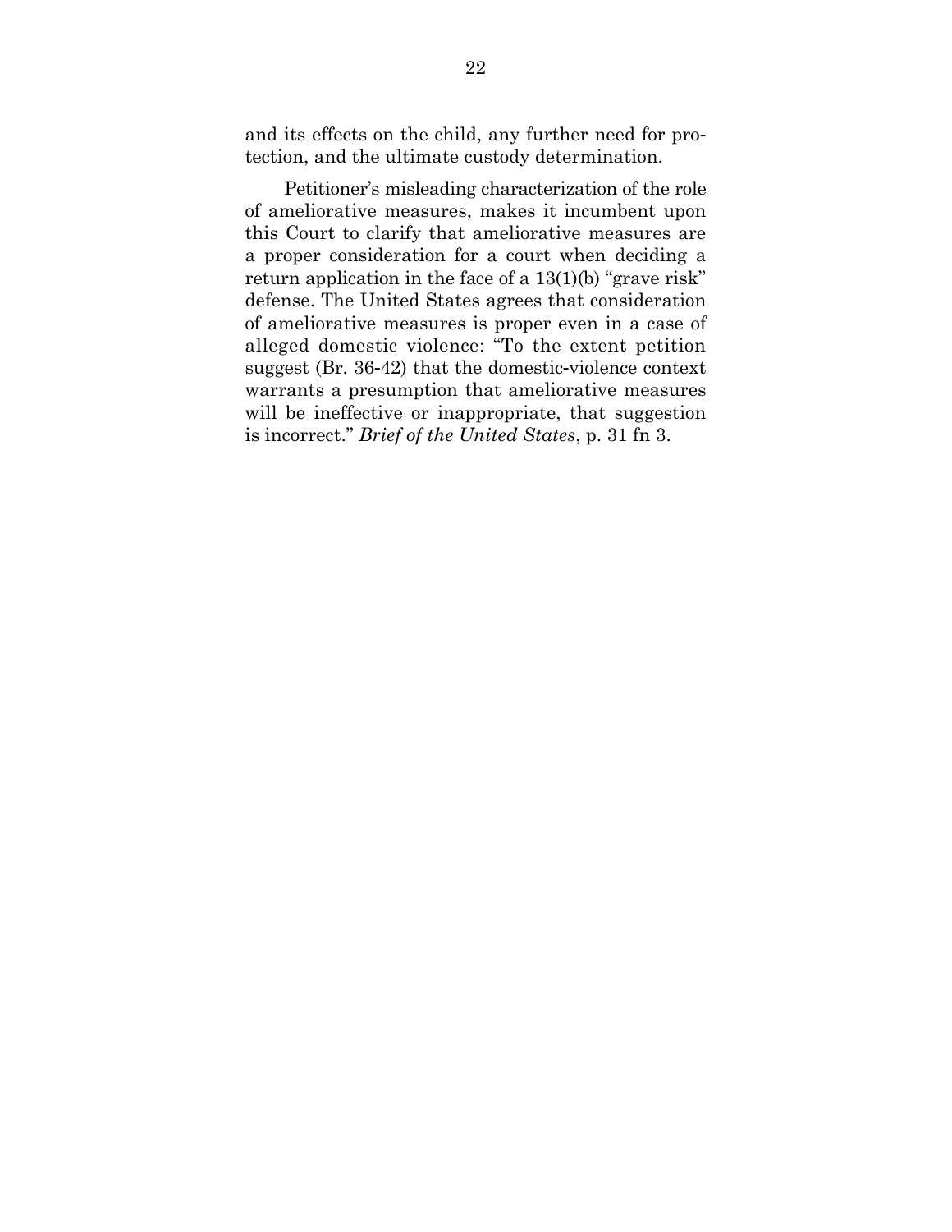and its effects on the child, any further need for protection, and the ultimate custody determination.

Petitioner's misleading characterization of the role of ameliorative measures, makes it incumbent upon this Court to clarify that ameliorative measures are a proper consideration for a court when deciding a return application in the face of a 13(1)(b) "grave risk" defense. The United States agrees that consideration of ameliorative measures is proper even in a case of alleged domestic violence: "To the extent petition suggest (Br. 36-42) that the domestic-violence context warrants a presumption that ameliorative measures will be ineffective or inappropriate, that suggestion is incorrect." *Brief of the United States*, p. 31 fn 3.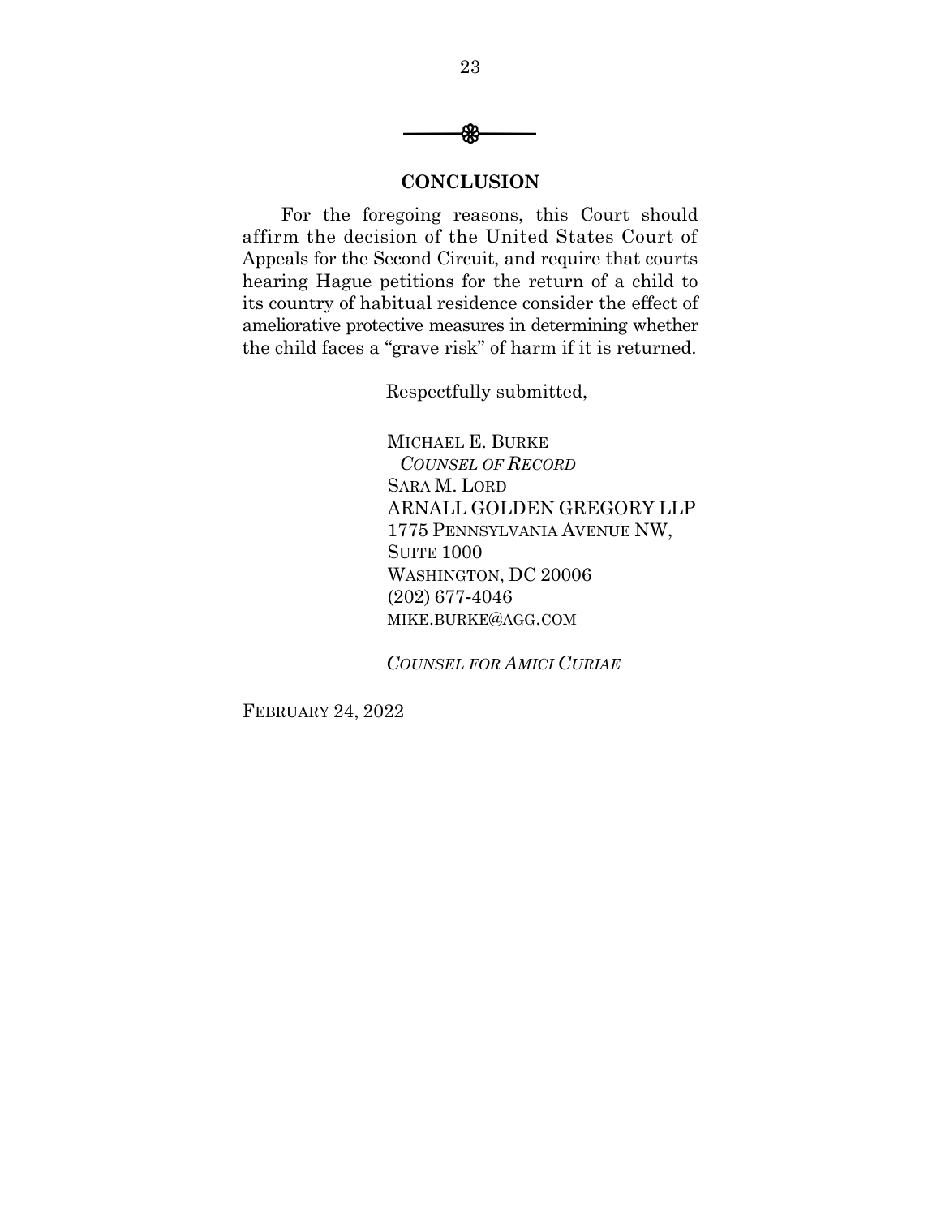## CONCLUSION

For the foregoing reasons, this Court should affirm the decision of the United States Court of Appeals for the Second Circuit, and require that courts hearing Hague petitions for the return of a child to its country of habitual residence consider the effect of ameliorative protective measures in determining whether the child faces a "grave risk" of harm if it is returned.

Respectfully submitted,

MICHAEL E. BURKE
*COUNSEL OF RECORD*
SARA M. LORD
ARNALL GOLDEN GREGORY LLP
1775 PENNSYLVANIA AVENUE NW,
SUITE 1000
WASHINGTON, DC 20006
(202) 677-4046
MIKE.BURKE@AGG.COM

*COUNSEL FOR AMICI CURIAE*

FEBRUARY 24, 2022